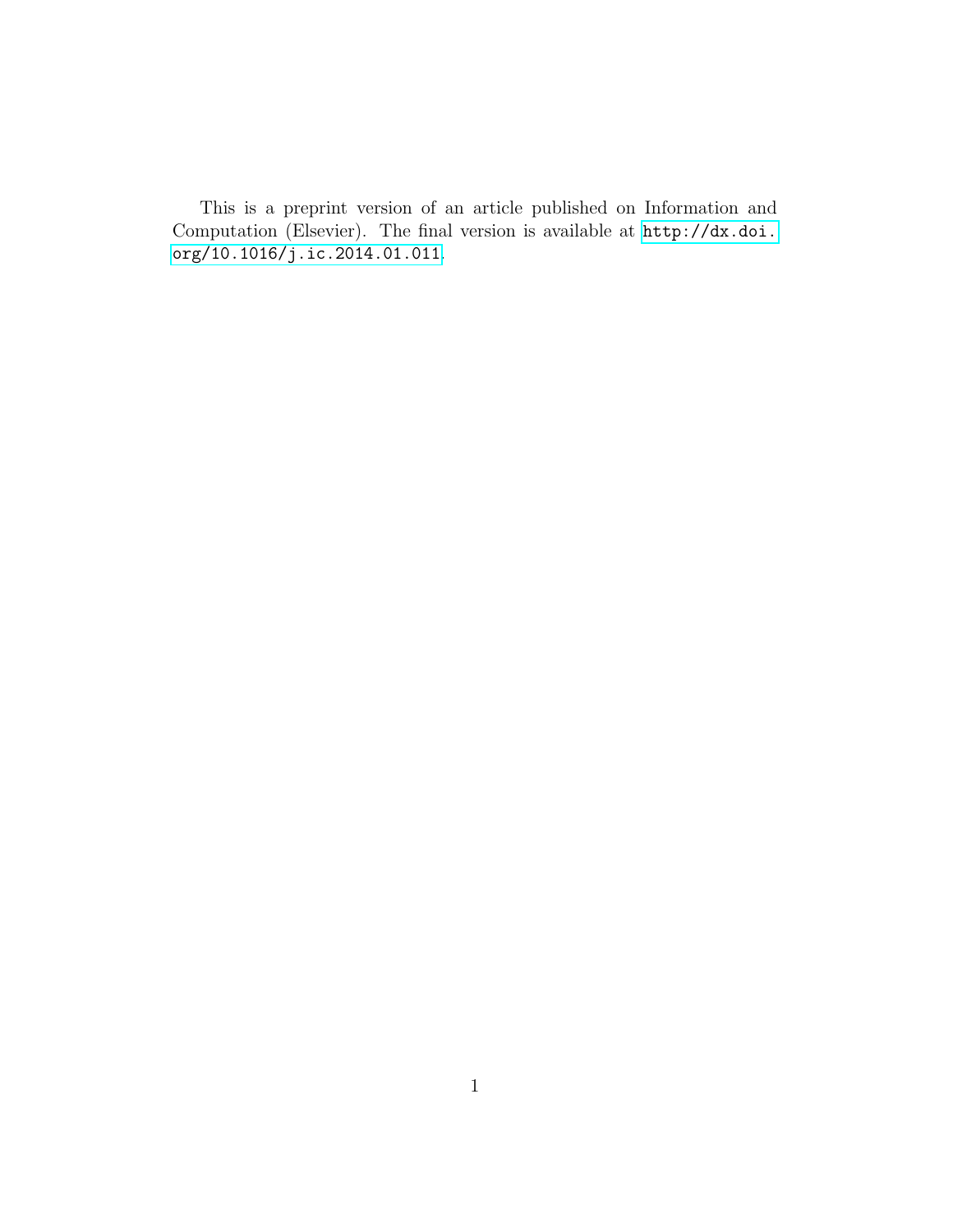This is a preprint version of an article published on Information and Computation (Elsevier). The final version is available at http://dx.doi.org/10.1016/j.ic.2014.01.011.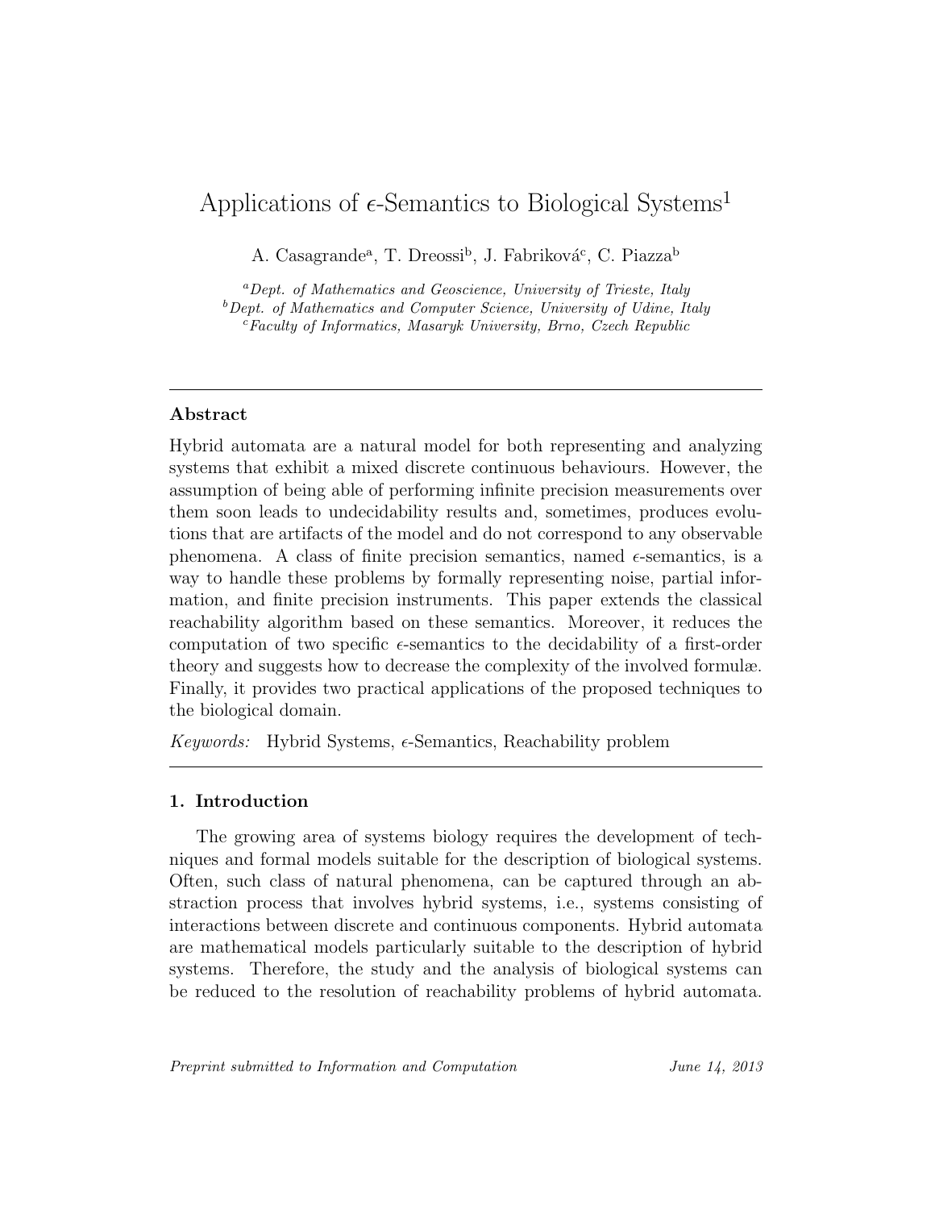# Applications of $\epsilon$-Semantics to Biological Systems[1]

A. Casagrande[a], T. Dreossi[b], J. Fabriková[c], C. Piazza[b]

[a] *Dept. of Mathematics and Geoscience, University of Trieste, Italy*
[b] *Dept. of Mathematics and Computer Science, University of Udine, Italy*
[c] *Faculty of Informatics, Masaryk University, Brno, Czech Republic*

---

## Abstract

Hybrid automata are a natural model for both representing and analyzing systems that exhibit a mixed discrete continuous behaviours. However, the assumption of being able of performing infinite precision measurements over them soon leads to undecidability results and, sometimes, produces evolutions that are artifacts of the model and do not correspond to any observable phenomena. A class of finite precision semantics, named $\epsilon$-semantics, is a way to handle these problems by formally representing noise, partial information, and finite precision instruments. This paper extends the classical reachability algorithm based on these semantics. Moreover, it reduces the computation of two specific $\epsilon$-semantics to the decidability of a first-order theory and suggests how to decrease the complexity of the involved formulæ. Finally, it provides two practical applications of the proposed techniques to the biological domain.

*Keywords:* Hybrid Systems, $\epsilon$-Semantics, Reachability problem

---

## 1. Introduction

The growing area of systems biology requires the development of techniques and formal models suitable for the description of biological systems. Often, such class of natural phenomena, can be captured through an abstraction process that involves hybrid systems, i.e., systems consisting of interactions between discrete and continuous components. Hybrid automata are mathematical models particularly suitable to the description of hybrid systems. Therefore, the study and the analysis of biological systems can be reduced to the resolution of reachability problems of hybrid automata.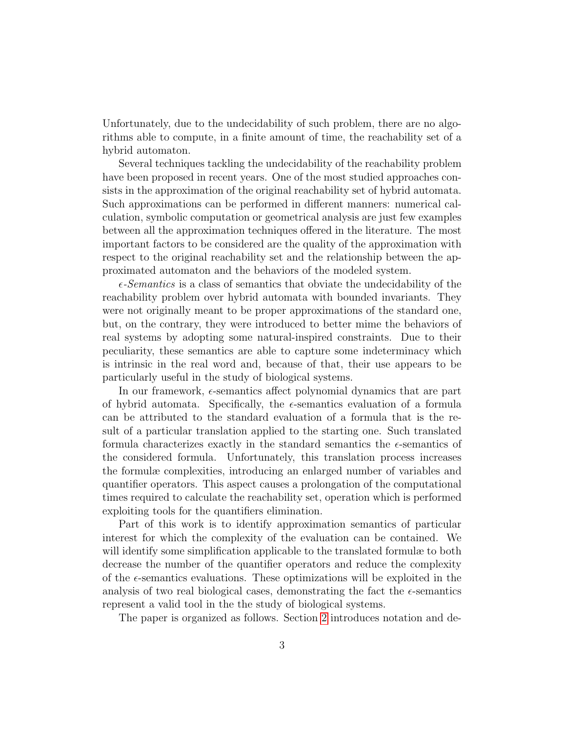Unfortunately, due to the undecidability of such problem, there are no algorithms able to compute, in a finite amount of time, the reachability set of a hybrid automaton.

Several techniques tackling the undecidability of the reachability problem have been proposed in recent years. One of the most studied approaches consists in the approximation of the original reachability set of hybrid automata. Such approximations can be performed in different manners: numerical calculation, symbolic computation or geometrical analysis are just few examples between all the approximation techniques offered in the literature. The most important factors to be considered are the quality of the approximation with respect to the original reachability set and the relationship between the approximated automaton and the behaviors of the modeled system.

*$\epsilon$-Semantics* is a class of semantics that obviate the undecidability of the reachability problem over hybrid automata with bounded invariants. They were not originally meant to be proper approximations of the standard one, but, on the contrary, they were introduced to better mime the behaviors of real systems by adopting some natural-inspired constraints. Due to their peculiarity, these semantics are able to capture some indeterminacy which is intrinsic in the real word and, because of that, their use appears to be particularly useful in the study of biological systems.

In our framework, $\epsilon$-semantics affect polynomial dynamics that are part of hybrid automata. Specifically, the $\epsilon$-semantics evaluation of a formula can be attributed to the standard evaluation of a formula that is the result of a particular translation applied to the starting one. Such translated formula characterizes exactly in the standard semantics the $\epsilon$-semantics of the considered formula. Unfortunately, this translation process increases the formulæ complexities, introducing an enlarged number of variables and quantifier operators. This aspect causes a prolongation of the computational times required to calculate the reachability set, operation which is performed exploiting tools for the quantifiers elimination.

Part of this work is to identify approximation semantics of particular interest for which the complexity of the evaluation can be contained. We will identify some simplification applicable to the translated formulæ to both decrease the number of the quantifier operators and reduce the complexity of the $\epsilon$-semantics evaluations. These optimizations will be exploited in the analysis of two real biological cases, demonstrating the fact the $\epsilon$-semantics represent a valid tool in the the study of biological systems.

The paper is organized as follows. Section 2 introduces notation and de-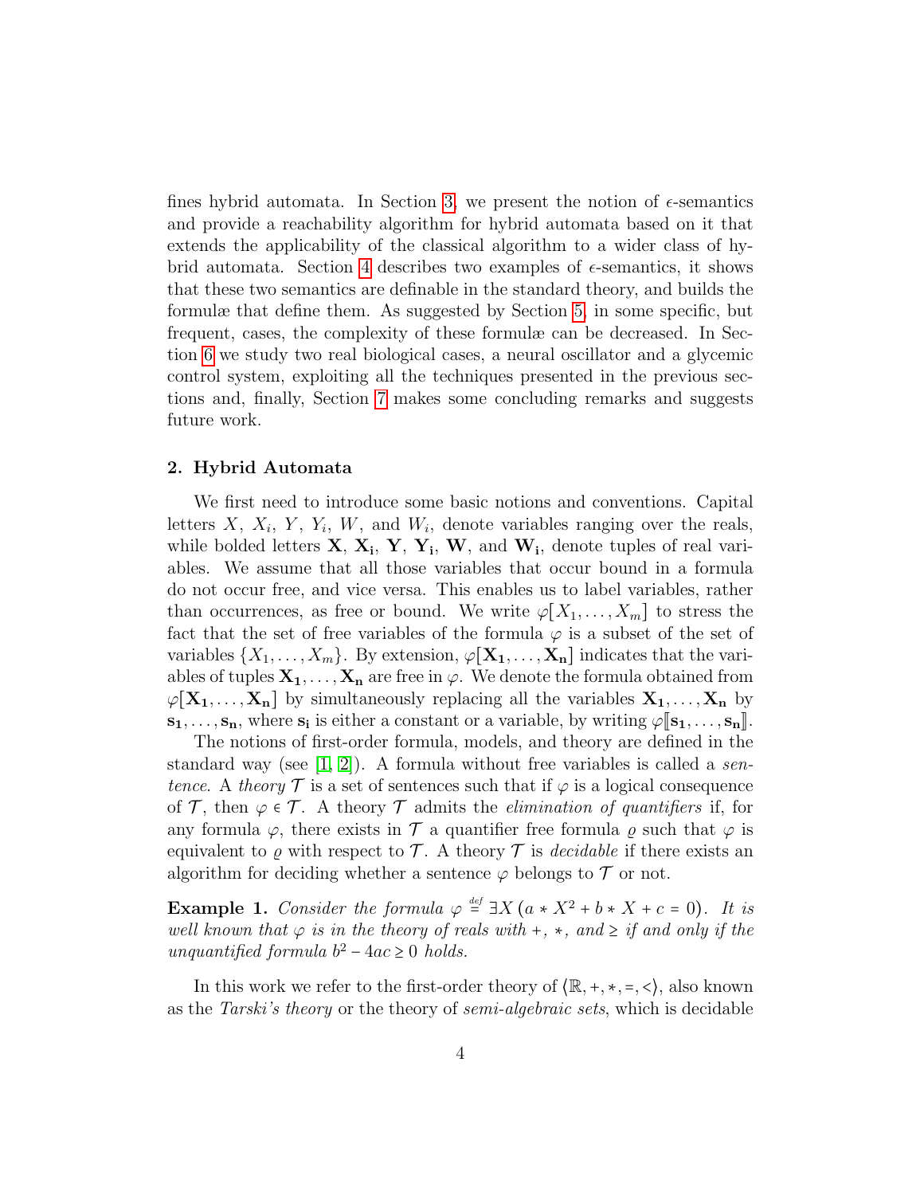fines hybrid automata. In Section 3, we present the notion of $\epsilon$-semantics and provide a reachability algorithm for hybrid automata based on it that extends the applicability of the classical algorithm to a wider class of hybrid automata. Section 4 describes two examples of $\epsilon$-semantics, it shows that these two semantics are definable in the standard theory, and builds the formulæ that define them. As suggested by Section 5, in some specific, but frequent, cases, the complexity of these formulæ can be decreased. In Section 6 we study two real biological cases, a neural oscillator and a glycemic control system, exploiting all the techniques presented in the previous sections and, finally, Section 7 makes some concluding remarks and suggests future work.

## 2. Hybrid Automata

We first need to introduce some basic notions and conventions. Capital letters $X$, $X_i$, $Y$, $Y_i$, $W$, and $W_i$, denote variables ranging over the reals, while bolded letters $\mathbf{X}$, $\mathbf{X_i}$, $\mathbf{Y}$, $\mathbf{Y_i}$, $\mathbf{W}$, and $\mathbf{W_i}$, denote tuples of real variables. We assume that all those variables that occur bound in a formula do not occur free, and vice versa. This enables us to label variables, rather than occurrences, as free or bound. We write $\varphi[X_1, \ldots, X_m]$ to stress the fact that the set of free variables of the formula $\varphi$ is a subset of the set of variables $\{X_1, \ldots, X_m\}$. By extension, $\varphi[\mathbf{X_1}, \ldots, \mathbf{X_n}]$ indicates that the variables of tuples $\mathbf{X_1}, \ldots, \mathbf{X_n}$ are free in $\varphi$. We denote the formula obtained from $\varphi[\mathbf{X_1}, \ldots, \mathbf{X_n}]$ by simultaneously replacing all the variables $\mathbf{X_1}, \ldots, \mathbf{X_n}$ by $\mathbf{s_1}, \ldots, \mathbf{s_n}$, where $\mathbf{s_i}$ is either a constant or a variable, by writing $\varphi[\![\mathbf{s_1}, \ldots, \mathbf{s_n}]\!]$.

The notions of first-order formula, models, and theory are defined in the standard way (see [1, 2]). A formula without free variables is called a *sentence*. A *theory* $\mathcal{T}$ is a set of sentences such that if $\varphi$ is a logical consequence of $\mathcal{T}$, then $\varphi \in \mathcal{T}$. A theory $\mathcal{T}$ admits the *elimination of quantifiers* if, for any formula $\varphi$, there exists in $\mathcal{T}$ a quantifier free formula $\varrho$ such that $\varphi$ is equivalent to $\varrho$ with respect to $\mathcal{T}$. A theory $\mathcal{T}$ is *decidable* if there exists an algorithm for deciding whether a sentence $\varphi$ belongs to $\mathcal{T}$ or not.

**Example 1.** *Consider the formula* $\varphi \overset{def}{=} \exists X\,(a * X^2 + b * X + c = 0)$. *It is well known that* $\varphi$ *is in the theory of reals with* $+$, $*$, *and* $\geq$ *if and only if the unquantified formula* $b^2 - 4ac \geq 0$ *holds.*

In this work we refer to the first-order theory of $\langle \mathbb{R}, +, *, =, < \rangle$, also known as the *Tarski's theory* or the theory of *semi-algebraic sets*, which is decidable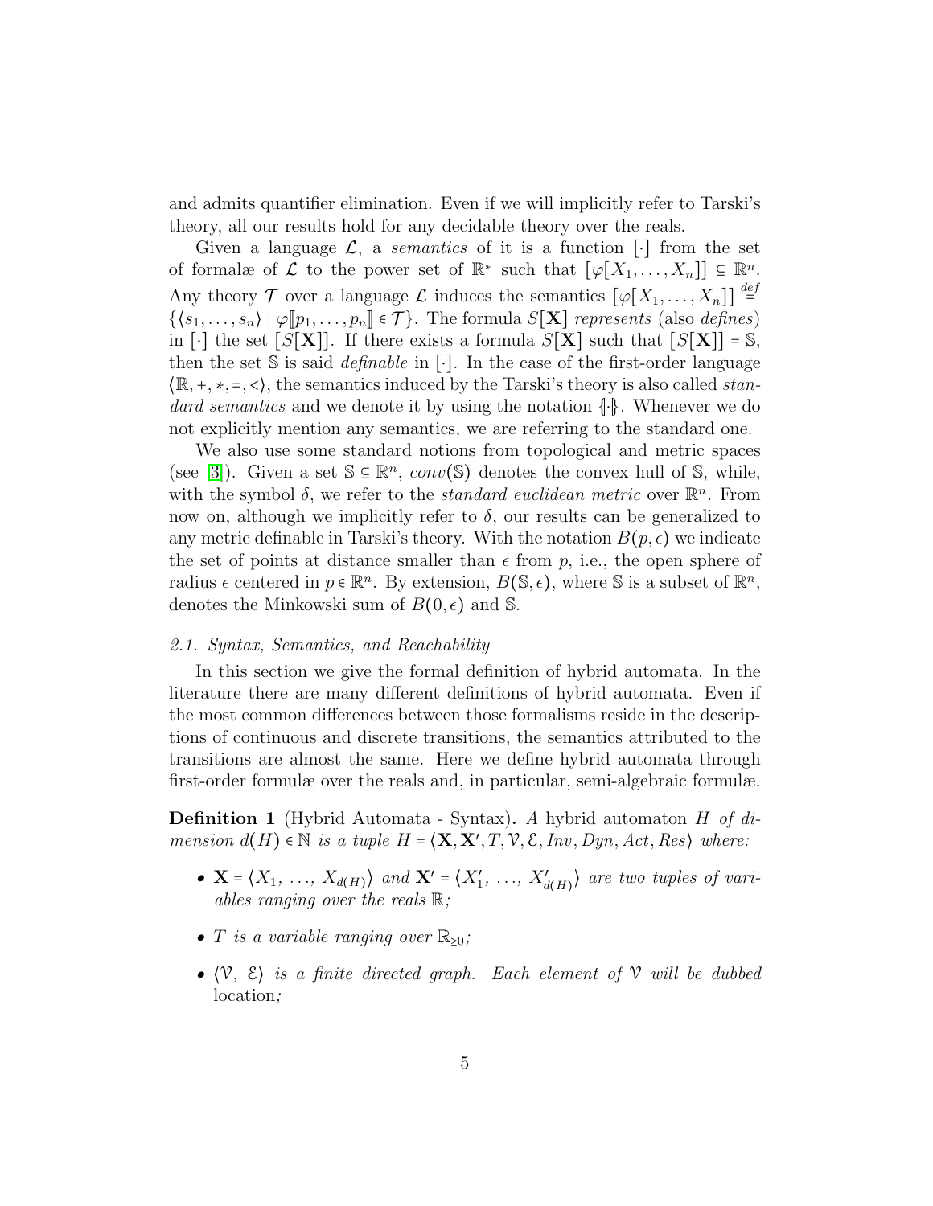and admits quantifier elimination. Even if we will implicitly refer to Tarski's theory, all our results hold for any decidable theory over the reals.

Given a language $\mathcal{L}$, a *semantics* of it is a function $[\cdot]$ from the set of formulæ of $\mathcal{L}$ to the power set of $\mathbb{R}^*$ such that $[\varphi[X_1, \ldots, X_n]] \subseteq \mathbb{R}^n$. Any theory $\mathcal{T}$ over a language $\mathcal{L}$ induces the semantics $[\varphi[X_1, \ldots, X_n]] \stackrel{def}{=} \{\langle s_1, \ldots, s_n\rangle \mid \varphi[\![p_1, \ldots, p_n]\!] \in \mathcal{T}\}$. The formula $S[\mathbf{X}]$ *represents* (also *defines*) in $[\cdot]$ the set $[S[\mathbf{X}]]$. If there exists a formula $S[\mathbf{X}]$ such that $[S[\mathbf{X}]] = \mathbb{S}$, then the set $\mathbb{S}$ is said *definable* in $[\cdot]$. In the case of the first-order language $\langle \mathbb{R}, +, *, =, <\rangle$, the semantics induced by the Tarski's theory is also called *standard semantics* and we denote it by using the notation $\{\!|\cdot|\!\}$. Whenever we do not explicitly mention any semantics, we are referring to the standard one.

We also use some standard notions from topological and metric spaces (see [3]). Given a set $\mathbb{S} \subseteq \mathbb{R}^n$, $conv(\mathbb{S})$ denotes the convex hull of $\mathbb{S}$, while, with the symbol $\delta$, we refer to the *standard euclidean metric* over $\mathbb{R}^n$. From now on, although we implicitly refer to $\delta$, our results can be generalized to any metric definable in Tarski's theory. With the notation $B(p, \epsilon)$ we indicate the set of points at distance smaller than $\epsilon$ from $p$, i.e., the open sphere of radius $\epsilon$ centered in $p \in \mathbb{R}^n$. By extension, $B(\mathbb{S}, \epsilon)$, where $\mathbb{S}$ is a subset of $\mathbb{R}^n$, denotes the Minkowski sum of $B(0, \epsilon)$ and $\mathbb{S}$.

### 2.1. Syntax, Semantics, and Reachability

In this section we give the formal definition of hybrid automata. In the literature there are many different definitions of hybrid automata. Even if the most common differences between those formalisms reside in the descriptions of continuous and discrete transitions, the semantics attributed to the transitions are almost the same. Here we define hybrid automata through first-order formulæ over the reals and, in particular, semi-algebraic formulæ.

**Definition 1** (Hybrid Automata - Syntax)**.** *A hybrid automaton $H$ of dimension $d(H) \in \mathbb{N}$ is a tuple $H = \langle \mathbf{X}, \mathbf{X}', T, \mathcal{V}, \mathcal{E}, Inv, Dyn, Act, Res\rangle$ where:*

- $\mathbf{X} = \langle X_1, \ldots, X_{d(H)}\rangle$ *and* $\mathbf{X}' = \langle X'_1, \ldots, X'_{d(H)}\rangle$ *are two tuples of variables ranging over the reals $\mathbb{R}$;*
- *$T$ is a variable ranging over $\mathbb{R}_{\geq 0}$;*
- *$\langle \mathcal{V}, \mathcal{E}\rangle$ is a finite directed graph. Each element of $\mathcal{V}$ will be dubbed* location*;*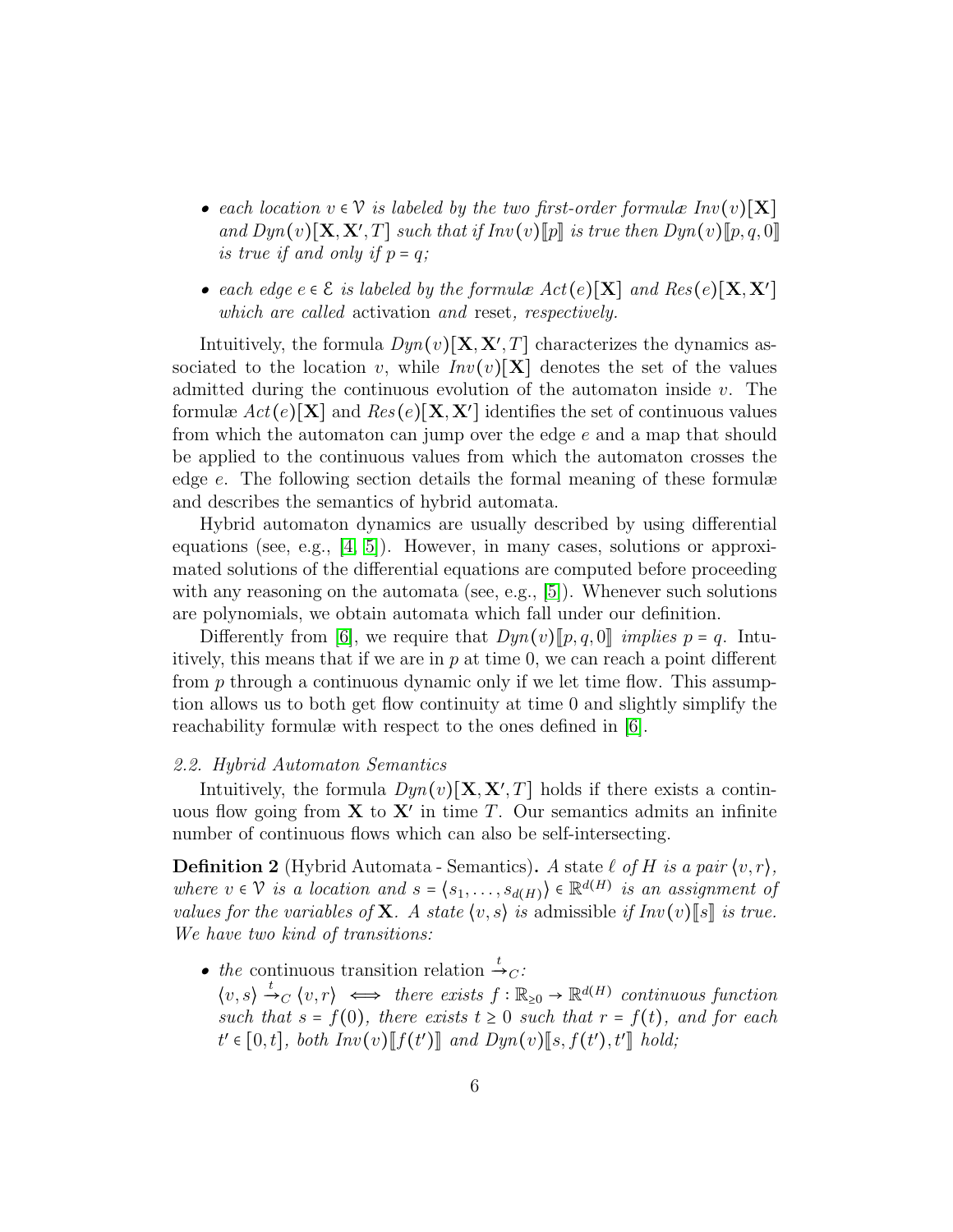- *each location $v \in \mathcal{V}$ is labeled by the two first-order formulæ $Inv(v)[\mathbf{X}]$ and $Dyn(v)[\mathbf{X}, \mathbf{X}', T]$ such that if $Inv(v)[\![p]\!]$ is true then $Dyn(v)[\![p, q, 0]\!]$ is true if and only if $p = q$;*
- *each edge $e \in \mathcal{E}$ is labeled by the formulæ $Act(e)[\mathbf{X}]$ and $Res(e)[\mathbf{X}, \mathbf{X}']$ which are called* activation *and* reset*, respectively.*

Intuitively, the formula $Dyn(v)[\mathbf{X}, \mathbf{X}', T]$ characterizes the dynamics associated to the location $v$, while $Inv(v)[\mathbf{X}]$ denotes the set of the values admitted during the continuous evolution of the automaton inside $v$. The formulæ $Act(e)[\mathbf{X}]$ and $Res(e)[\mathbf{X}, \mathbf{X}']$ identifies the set of continuous values from which the automaton can jump over the edge $e$ and a map that should be applied to the continuous values from which the automaton crosses the edge $e$. The following section details the formal meaning of these formulæ and describes the semantics of hybrid automata.

Hybrid automaton dynamics are usually described by using differential equations (see, e.g., [4, 5]). However, in many cases, solutions or approximated solutions of the differential equations are computed before proceeding with any reasoning on the automata (see, e.g., [5]). Whenever such solutions are polynomials, we obtain automata which fall under our definition.

Differently from [6], we require that $Dyn(v)[\![p, q, 0]\!]$ *implies* $p = q$. Intuitively, this means that if we are in $p$ at time 0, we can reach a point different from $p$ through a continuous dynamic only if we let time flow. This assumption allows us to both get flow continuity at time 0 and slightly simplify the reachability formulæ with respect to the ones defined in [6].

### 2.2. Hybrid Automaton Semantics

Intuitively, the formula $Dyn(v)[\mathbf{X}, \mathbf{X}', T]$ holds if there exists a continuous flow going from $\mathbf{X}$ to $\mathbf{X}'$ in time $T$. Our semantics admits an infinite number of continuous flows which can also be self-intersecting.

**Definition 2** (Hybrid Automata - Semantics)**.** *A state $\ell$ of $H$ is a pair $\langle v, r\rangle$, where $v \in \mathcal{V}$ is a location and $s = \langle s_1, \dots, s_{d(H)}\rangle \in \mathbb{R}^{d(H)}$ is an assignment of values for the variables of $\mathbf{X}$. A state $\langle v, s\rangle$ is* admissible *if $Inv(v)[\![s]\!]$ is true. We have two kind of transitions:*

- *the* continuous transition relation $\xrightarrow{t}_C$*:*
  $\langle v, s\rangle \xrightarrow{t}_C \langle v, r\rangle \iff$ *there exists $f : \mathbb{R}_{\geq 0} \to \mathbb{R}^{d(H)}$ continuous function such that $s = f(0)$, there exists $t \geq 0$ such that $r = f(t)$, and for each $t' \in [0, t]$, both $Inv(v)[\![f(t')]\!]$ and $Dyn(v)[\![s, f(t'), t']\!]$ hold;*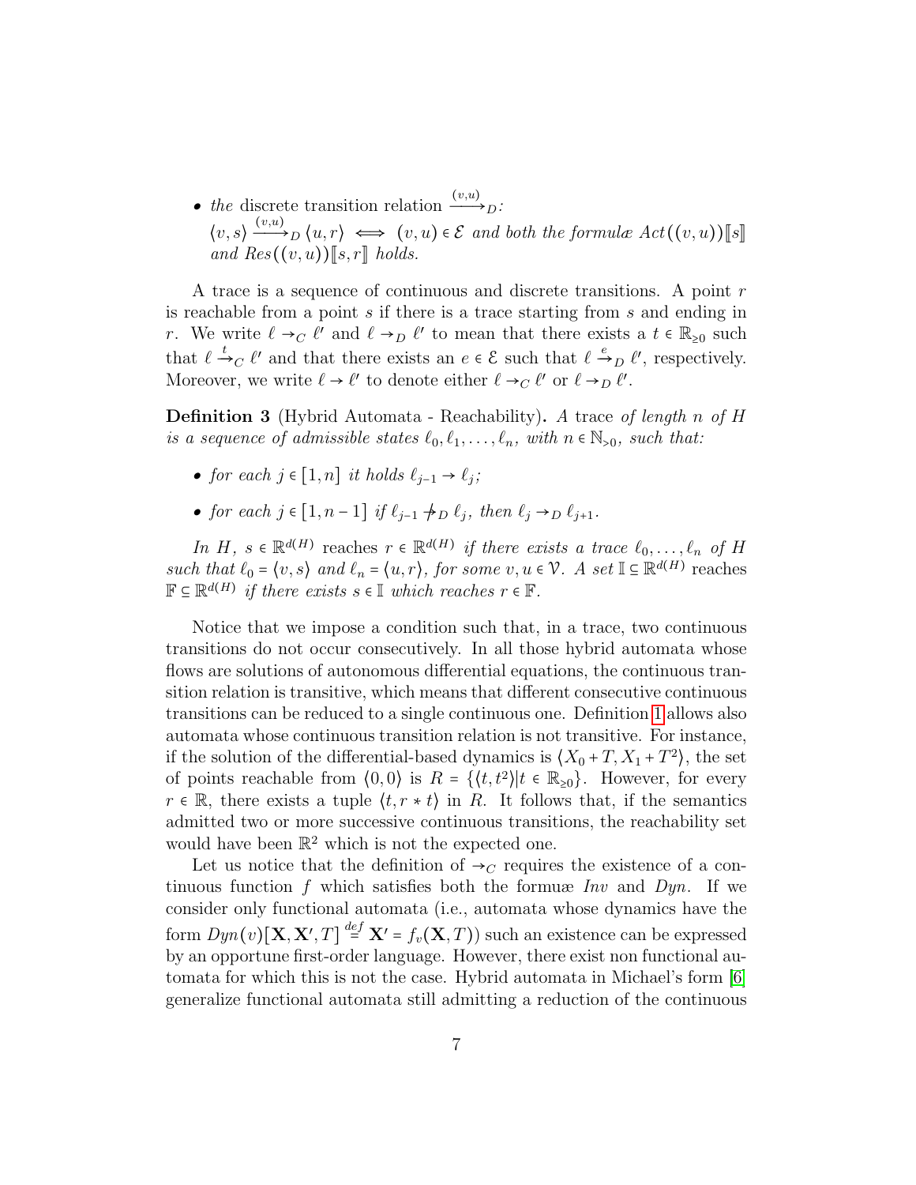- *the* discrete transition relation $\xrightarrow{(v,u)}_D$:
  $\langle v, s\rangle \xrightarrow{(v,u)}_D \langle u, r\rangle \iff (v,u) \in \mathcal{E}$ *and both the formulæ* $Act((v,u))[\![s]\!]$ *and* $Res((v,u))[\![s,r]\!]$ *holds.*

A trace is a sequence of continuous and discrete transitions. A point $r$ is reachable from a point $s$ if there is a trace starting from $s$ and ending in $r$. We write $\ell \to_C \ell'$ and $\ell \to_D \ell'$ to mean that there exists a $t \in \mathbb{R}_{\geq 0}$ such that $\ell \xrightarrow{t}_C \ell'$ and that there exists an $e \in \mathcal{E}$ such that $\ell \xrightarrow{e}_D \ell'$, respectively. Moreover, we write $\ell \to \ell'$ to denote either $\ell \to_C \ell'$ or $\ell \to_D \ell'$.

**Definition 3** (Hybrid Automata - Reachability)**.** *A* trace *of length $n$ of $H$ is a sequence of admissible states $\ell_0, \ell_1, \ldots, \ell_n$, with $n \in \mathbb{N}_{>0}$, such that:*

- *for each $j \in [1,n]$ it holds $\ell_{j-1} \to \ell_j$;*
- *for each $j \in [1,n-1]$ if $\ell_{j-1} \not\to_D \ell_j$, then $\ell_j \to_D \ell_{j+1}$.*

*In $H$, $s \in \mathbb{R}^{d(H)}$* reaches *$r \in \mathbb{R}^{d(H)}$ if there exists a trace $\ell_0, \ldots, \ell_n$ of $H$ such that $\ell_0 = \langle v, s\rangle$ and $\ell_n = \langle u, r\rangle$, for some $v, u \in \mathcal{V}$. A set $\mathbb{I} \subseteq \mathbb{R}^{d(H)}$* reaches *$\mathbb{F} \subseteq \mathbb{R}^{d(H)}$ if there exists $s \in \mathbb{I}$ which reaches $r \in \mathbb{F}$.*

Notice that we impose a condition such that, in a trace, two continuous transitions do not occur consecutively. In all those hybrid automata whose flows are solutions of autonomous differential equations, the continuous transition relation is transitive, which means that different consecutive continuous transitions can be reduced to a single continuous one. Definition 1 allows also automata whose continuous transition relation is not transitive. For instance, if the solution of the differential-based dynamics is $\langle X_0 + T, X_1 + T^2\rangle$, the set of points reachable from $\langle 0, 0\rangle$ is $R = \{\langle t, t^2\rangle | t \in \mathbb{R}_{\geq 0}\}$. However, for every $r \in \mathbb{R}$, there exists a tuple $\langle t, r * t\rangle$ in $R$. It follows that, if the semantics admitted two or more successive continuous transitions, the reachability set would have been $\mathbb{R}^2$ which is not the expected one.

Let us notice that the definition of $\to_C$ requires the existence of a continuous function $f$ which satisfies both the formuæ *Inv* and *Dyn*. If we consider only functional automata (i.e., automata whose dynamics have the form $Dyn(v)[\mathbf{X}, \mathbf{X}', T] \stackrel{def}{=} \mathbf{X}' = f_v(\mathbf{X}, T)$) such an existence can be expressed by an opportune first-order language. However, there exist non functional automata for which this is not the case. Hybrid automata in Michael's form [6] generalize functional automata still admitting a reduction of the continuous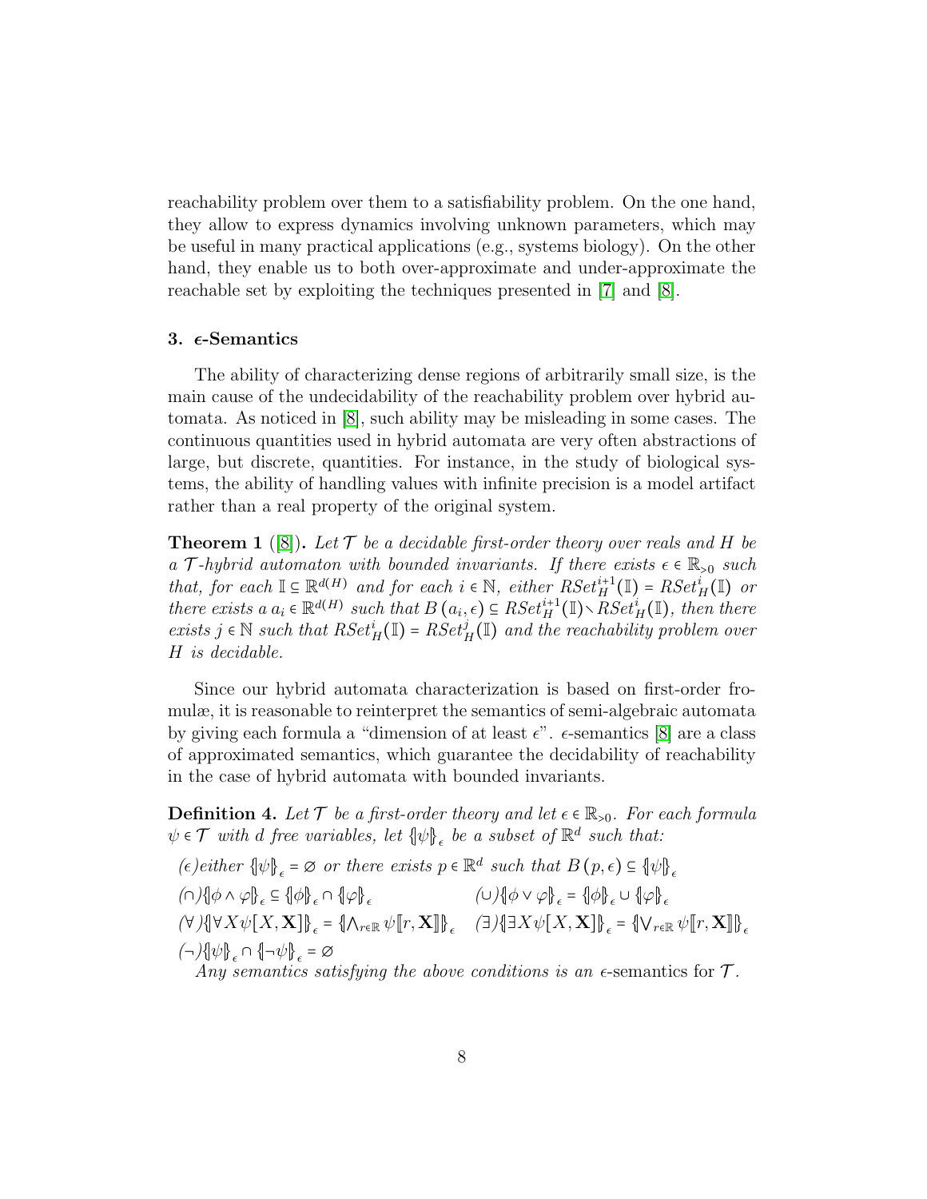reachability problem over them to a satisfiability problem. On the one hand, they allow to express dynamics involving unknown parameters, which may be useful in many practical applications (e.g., systems biology). On the other hand, they enable us to both over-approximate and under-approximate the reachable set by exploiting the techniques presented in [7] and [8].

## 3. $\epsilon$-Semantics

The ability of characterizing dense regions of arbitrarily small size, is the main cause of the undecidability of the reachability problem over hybrid automata. As noticed in [8], such ability may be misleading in some cases. The continuous quantities used in hybrid automata are very often abstractions of large, but discrete, quantities. For instance, in the study of biological systems, the ability of handling values with infinite precision is a model artifact rather than a real property of the original system.

**Theorem 1** ([8]). *Let $\mathcal{T}$ be a decidable first-order theory over reals and $H$ be a $\mathcal{T}$-hybrid automaton with bounded invariants. If there exists $\epsilon \in \mathbb{R}_{>0}$ such that, for each $\mathbb{I} \subseteq \mathbb{R}^{d(H)}$ and for each $i \in \mathbb{N}$, either $RSet_H^{i+1}(\mathbb{I}) = RSet_H^{i}(\mathbb{I})$ or there exists a $a_i \in \mathbb{R}^{d(H)}$ such that $B(a_i, \epsilon) \subseteq RSet_H^{i+1}(\mathbb{I}) \setminus RSet_H^{i}(\mathbb{I})$, then there exists $j \in \mathbb{N}$ such that $RSet_H^{i}(\mathbb{I}) = RSet_H^{j}(\mathbb{I})$ and the reachability problem over $H$ is decidable.*

Since our hybrid automata characterization is based on first-order formulæ, it is reasonable to reinterpret the semantics of semi-algebraic automata by giving each formula a "dimension of at least $\epsilon$". $\epsilon$-semantics [8] are a class of approximated semantics, which guarantee the decidability of reachability in the case of hybrid automata with bounded invariants.

**Definition 4.** *Let $\mathcal{T}$ be a first-order theory and let $\epsilon \in \mathbb{R}_{>0}$. For each formula $\psi \in \mathcal{T}$ with $d$ free variables, let $\{\!|\psi|\!\}_\epsilon$ be a subset of $\mathbb{R}^d$ such that:*

($\epsilon$)*either* $\{\!|\psi|\!\}_\epsilon = \emptyset$ *or there exists* $p \in \mathbb{R}^d$ *such that* $B(p, \epsilon) \subseteq \{\!|\psi|\!\}_\epsilon$

($\cap$)$\{\!|\phi \wedge \varphi|\!\}_\epsilon \subseteq \{\!|\phi|\!\}_\epsilon \cap \{\!|\varphi|\!\}_\epsilon$ $\quad$ ($\cup$)$\{\!|\phi \vee \varphi|\!\}_\epsilon = \{\!|\phi|\!\}_\epsilon \cup \{\!|\varphi|\!\}_\epsilon$

($\forall$)$\{\!|\forall X \psi[X, \mathbf{X}]|\!\}_\epsilon = \{\!|\bigwedge_{r \in \mathbb{R}} \psi[\![r, \mathbf{X}]\!]|\!\}_\epsilon$ $\quad$ ($\exists$)$\{\!|\exists X \psi[X, \mathbf{X}]|\!\}_\epsilon = \{\!|\bigvee_{r \in \mathbb{R}} \psi[\![r, \mathbf{X}]\!]|\!\}_\epsilon$

($\neg$)$\{\!|\psi|\!\}_\epsilon \cap \{\!|\neg\psi|\!\}_\epsilon = \emptyset$

*Any semantics satisfying the above conditions is an* $\epsilon$-semantics for $\mathcal{T}$.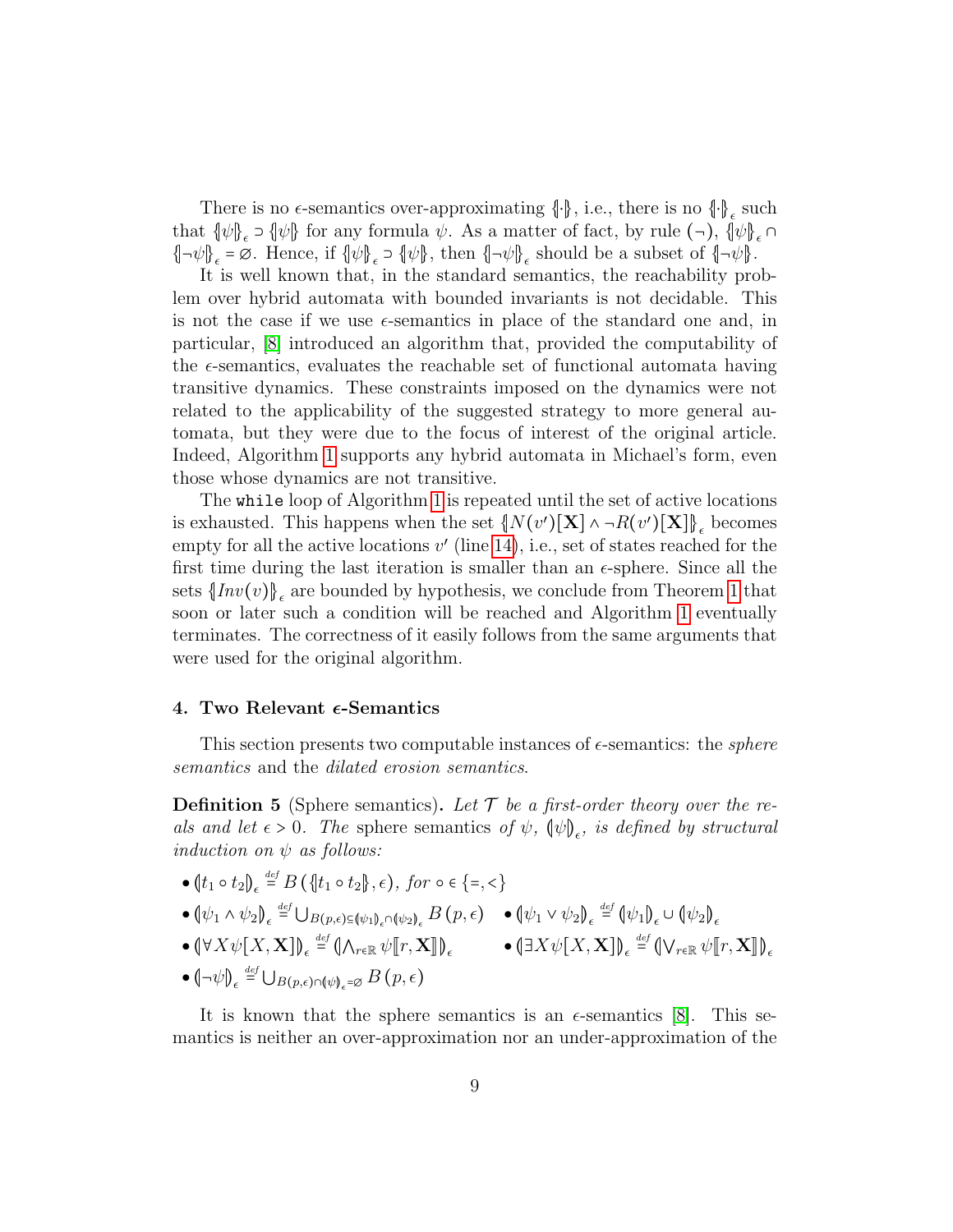There is no $\epsilon$-semantics over-approximating $\{\!|\cdot|\!\}$, i.e., there is no $\{\!|\cdot|\!\}_\epsilon$ such that $\{\!|\psi|\!\}_\epsilon \supset \{\!|\psi|\!\}$ for any formula $\psi$. As a matter of fact, by rule ($\neg$), $\{\!|\psi|\!\}_\epsilon \cap \{\!|\neg\psi|\!\}_\epsilon = \varnothing$. Hence, if $\{\!|\psi|\!\}_\epsilon \supset \{\!|\psi|\!\}$, then $\{\!|\neg\psi|\!\}_\epsilon$ should be a subset of $\{\!|\neg\psi|\!\}$.

It is well known that, in the standard semantics, the reachability problem over hybrid automata with bounded invariants is not decidable. This is not the case if we use $\epsilon$-semantics in place of the standard one and, in particular, [8] introduced an algorithm that, provided the computability of the $\epsilon$-semantics, evaluates the reachable set of functional automata having transitive dynamics. These constraints imposed on the dynamics were not related to the applicability of the suggested strategy to more general automata, but they were due to the focus of interest of the original article. Indeed, Algorithm 1 supports any hybrid automata in Michael's form, even those whose dynamics are not transitive.

The `while` loop of Algorithm 1 is repeated until the set of active locations is exhausted. This happens when the set $\{\!|N(v')[\mathbf{X}] \wedge \neg R(v')[\mathbf{X}]|\!\}_\epsilon$ becomes empty for all the active locations $v'$ (line 14), i.e., set of states reached for the first time during the last iteration is smaller than an $\epsilon$-sphere. Since all the sets $\{\!|Inv(v)|\!\}_\epsilon$ are bounded by hypothesis, we conclude from Theorem 1 that soon or later such a condition will be reached and Algorithm 1 eventually terminates. The correctness of it easily follows from the same arguments that were used for the original algorithm.

## 4. Two Relevant $\epsilon$-Semantics

This section presents two computable instances of $\epsilon$-semantics: the *sphere semantics* and the *dilated erosion semantics*.

**Definition 5** (Sphere semantics)**.** *Let $\mathcal{T}$ be a first-order theory over the reals and let $\epsilon > 0$. The* sphere semantics *of $\psi$, $(\!|\psi|\!)_\epsilon$, is defined by structural induction on $\psi$ as follows:*

- $(\!|t_1 \circ t_2|\!)_\epsilon \stackrel{def}{=} B\left(\{\!|t_1 \circ t_2|\!\}, \epsilon\right)$, *for* $\circ \in \{=, <\}$
- $(\!|\psi_1 \wedge \psi_2|\!)_\epsilon \stackrel{def}{=} \bigcup_{B(p,\epsilon) \subseteq (\!|\psi_1|\!)_\epsilon \cap (\!|\psi_2|\!)_\epsilon} B(p, \epsilon)$
- $(\!|\psi_1 \vee \psi_2|\!)_\epsilon \stackrel{def}{=} (\!|\psi_1|\!)_\epsilon \cup (\!|\psi_2|\!)_\epsilon$
- $(\!|\forall X \psi[X, \mathbf{X}]|\!)_\epsilon \stackrel{def}{=} (\!|\bigwedge_{r \in \mathbb{R}} \psi[\![r, \mathbf{X}]\!]|\!)_\epsilon$
- $(\!|\exists X \psi[X, \mathbf{X}]|\!)_\epsilon \stackrel{def}{=} (\!|\bigvee_{r \in \mathbb{R}} \psi[\![r, \mathbf{X}]\!]|\!)_\epsilon$
- $(\!|\neg\psi|\!)_\epsilon \stackrel{def}{=} \bigcup_{B(p,\epsilon) \cap (\!|\psi|\!)_\epsilon = \varnothing} B(p, \epsilon)$

It is known that the sphere semantics is an $\epsilon$-semantics [8]. This semantics is neither an over-approximation nor an under-approximation of the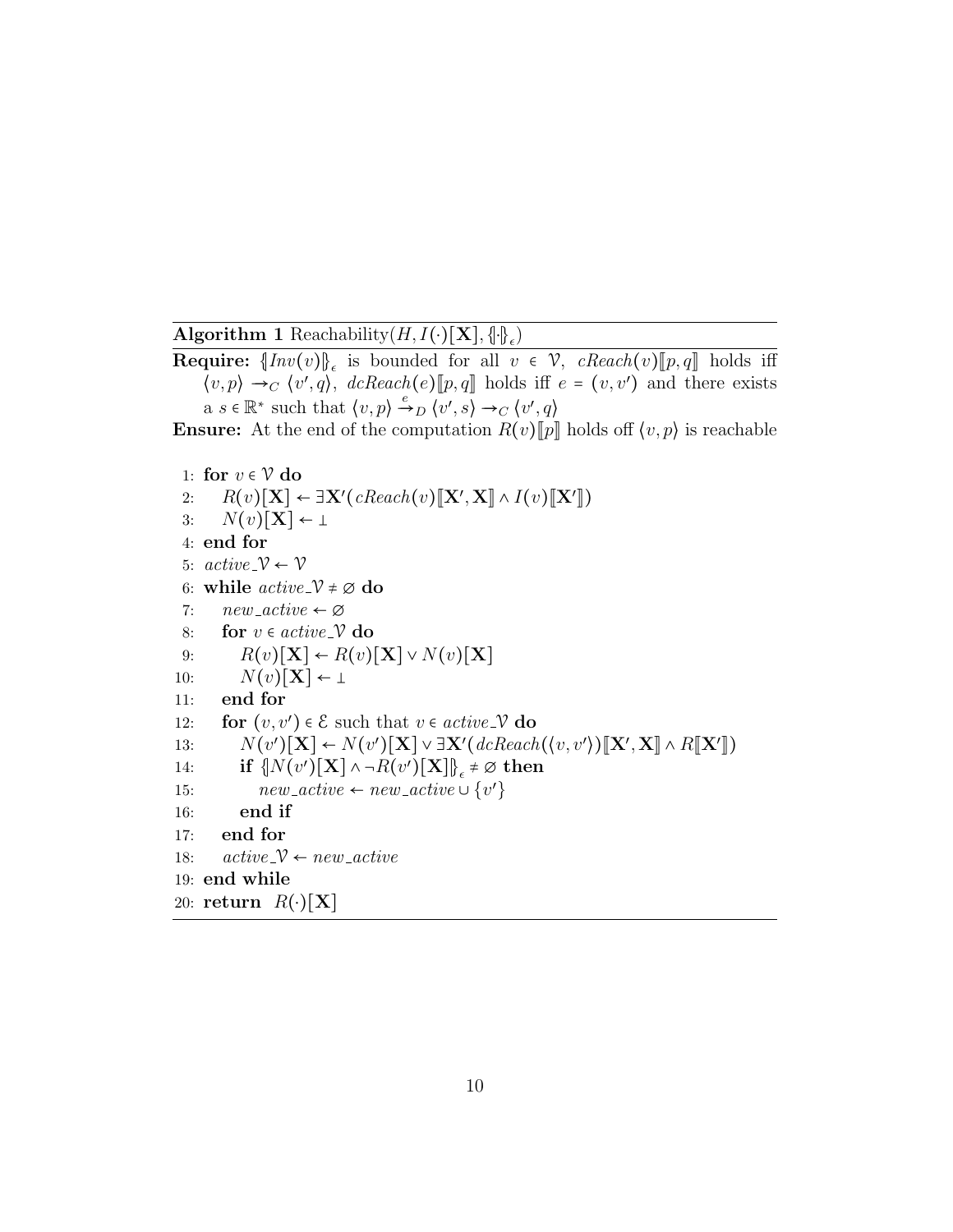**Algorithm 1** Reachability($H, I(\cdot)[\mathbf{X}], \{\!|\cdot|\!\}_\epsilon$)

**Require:** $\{\!|Inv(v)|\!\}_\epsilon$ is bounded for all $v \in \mathcal{V}$, $cReach(v)[\![p,q]\!]$ holds iff $\langle v,p\rangle \to_C \langle v',q\rangle$, $dcReach(e)[\![p,q]\!]$ holds iff $e = (v,v')$ and there exists a $s \in \mathbb{R}^*$ such that $\langle v,p\rangle \xrightarrow{e}_D \langle v',s\rangle \to_C \langle v',q\rangle$

**Ensure:** At the end of the computation $R(v)[\![p]\!]$ holds off $\langle v,p\rangle$ is reachable

```
 1: for v ∈ 𝒱 do
 2:     R(v)[X] ← ∃X′(cReach(v)⟦X′, X⟧ ∧ I(v)⟦X′⟧)
 3:     N(v)[X] ← ⊥
 4: end for
 5: active_𝒱 ← 𝒱
 6: while active_𝒱 ≠ ∅ do
 7:     new_active ← ∅
 8:     for v ∈ active_𝒱 do
 9:         R(v)[X] ← R(v)[X] ∨ N(v)[X]
10:         N(v)[X] ← ⊥
11:     end for
12:     for (v, v′) ∈ ℰ such that v ∈ active_𝒱 do
13:         N(v′)[X] ← N(v′)[X] ∨ ∃X′(dcReach(⟨v, v′⟩)⟦X′, X⟧ ∧ R⟦X′⟧)
14:         if {|N(v′)[X] ∧ ¬R(v′)[X]|}_ϵ ≠ ∅ then
15:             new_active ← new_active ∪ {v′}
16:         end if
17:     end for
18:     active_𝒱 ← new_active
19: end while
20: return R(·)[X]
```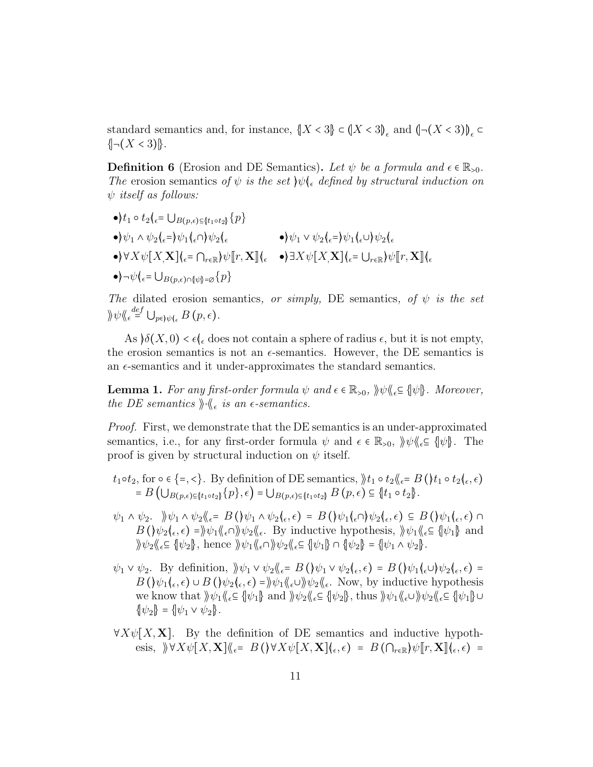standard semantics and, for instance, $\{\!|X < 3|\!\} \subset (\!|X < 3|\!)_\epsilon$ and $(\!|\neg(X < 3)|\!)_\epsilon \subset \{\!|\neg(X < 3)|\!\}$.

**Definition 6** (Erosion and DE Semantics). *Let $\psi$ be a formula and $\epsilon \in \mathbb{R}_{>0}$. The* erosion semantics *of $\psi$ is the set $\rangle\psi\langle_\epsilon$ defined by structural induction on $\psi$ itself as follows:*

- $\rangle t_1 \circ t_2 \langle_\epsilon = \bigcup_{B(p,\epsilon) \subseteq \{\!|t_1 \circ t_2|\!\}} \{p\}$
- $\rangle \psi_1 \wedge \psi_2 \langle_\epsilon = \rangle \psi_1 \langle_\epsilon \cap \rangle \psi_2 \langle_\epsilon$
- $\rangle \psi_1 \vee \psi_2 \langle_\epsilon = \rangle \psi_1 \langle_\epsilon \cup \rangle \psi_2 \langle_\epsilon$
- $\rangle \forall X \psi[X, \mathbf{X}] \langle_\epsilon = \bigcap_{r \in \mathbb{R}} \rangle \psi[\![r, \mathbf{X}]\!] \langle_\epsilon$
- $\rangle \exists X \psi[X, \mathbf{X}] \langle_\epsilon = \bigcup_{r \in \mathbb{R}} \rangle \psi[\![r, \mathbf{X}]\!] \langle_\epsilon$
- $\rangle \neg \psi \langle_\epsilon = \bigcup_{B(p,\epsilon) \cap \{\!|\psi|\!\} = \emptyset} \{p\}$

*The* dilated erosion semantics*, or simply,* DE semantics*, of $\psi$ is the set $\rangle\!\rangle\psi\langle\!\langle_\epsilon \stackrel{def}{=} \bigcup_{p \in \rangle\psi\langle_\epsilon} B(p, \epsilon)$.*

As $\rangle\delta(X, 0) < \epsilon\langle_\epsilon$ does not contain a sphere of radius $\epsilon$, but it is not empty, the erosion semantics is not an $\epsilon$-semantics. However, the DE semantics is an $\epsilon$-semantics and it under-approximates the standard semantics.

**Lemma 1.** *For any first-order formula $\psi$ and $\epsilon \in \mathbb{R}_{>0}$, $\rangle\!\rangle\psi\langle\!\langle_\epsilon \subseteq \{\!|\psi|\!\}$. Moreover, the DE semantics $\rangle\!\rangle\cdot\langle\!\langle_\epsilon$ is an $\epsilon$-semantics.*

*Proof.* First, we demonstrate that the DE semantics is an under-approximated semantics, i.e., for any first-order formula $\psi$ and $\epsilon \in \mathbb{R}_{>0}$, $\rangle\!\rangle\psi\langle\!\langle_\epsilon \subseteq \{\!|\psi|\!\}$. The proof is given by structural induction on $\psi$ itself.

$t_1 \circ t_2$, for $\circ \in \{=, <\}$. By definition of DE semantics, $\rangle\!\rangle t_1 \circ t_2 \langle\!\langle_\epsilon = B(\rangle t_1 \circ t_2 \langle_\epsilon, \epsilon) = B\left(\bigcup_{B(p,\epsilon) \subseteq \{\!|t_1 \circ t_2|\!\}} \{p\}, \epsilon\right) = \bigcup_{B(p,\epsilon) \subseteq \{\!|t_1 \circ t_2|\!\}} B(p, \epsilon) \subseteq \{\!|t_1 \circ t_2|\!\}$.

$\psi_1 \wedge \psi_2$. $\rangle\!\rangle \psi_1 \wedge \psi_2 \langle\!\langle_\epsilon = B(\rangle \psi_1 \wedge \psi_2 \langle_\epsilon, \epsilon) = B(\rangle \psi_1 \langle_\epsilon \cap \rangle \psi_2 \langle_\epsilon, \epsilon) \subseteq B(\rangle \psi_1 \langle_\epsilon, \epsilon) \cap B(\rangle \psi_2 \langle_\epsilon, \epsilon) = \rangle\!\rangle \psi_1 \langle\!\langle_\epsilon \cap \rangle\!\rangle \psi_2 \langle\!\langle_\epsilon$. By inductive hypothesis, $\rangle\!\rangle \psi_1 \langle\!\langle_\epsilon \subseteq \{\!|\psi_1|\!\}$ and $\rangle\!\rangle \psi_2 \langle\!\langle_\epsilon \subseteq \{\!|\psi_2|\!\}$, hence $\rangle\!\rangle \psi_1 \langle\!\langle_\epsilon \cap \rangle\!\rangle \psi_2 \langle\!\langle_\epsilon \subseteq \{\!|\psi_1|\!\} \cap \{\!|\psi_2|\!\} = \{\!|\psi_1 \wedge \psi_2|\!\}$.

$\psi_1 \vee \psi_2$. By definition, $\rangle\!\rangle \psi_1 \vee \psi_2 \langle\!\langle_\epsilon = B(\rangle \psi_1 \vee \psi_2 \langle_\epsilon, \epsilon) = B(\rangle \psi_1 \langle_\epsilon \cup \rangle \psi_2 \langle_\epsilon, \epsilon) = B(\rangle \psi_1 \langle_\epsilon, \epsilon) \cup B(\rangle \psi_2 \langle_\epsilon, \epsilon) = \rangle\!\rangle \psi_1 \langle\!\langle_\epsilon \cup \rangle\!\rangle \psi_2 \langle\!\langle_\epsilon$. Now, by inductive hypothesis we know that $\rangle\!\rangle \psi_1 \langle\!\langle_\epsilon \subseteq \{\!|\psi_1|\!\}$ and $\rangle\!\rangle \psi_2 \langle\!\langle_\epsilon \subseteq \{\!|\psi_2|\!\}$, thus $\rangle\!\rangle \psi_1 \langle\!\langle_\epsilon \cup \rangle\!\rangle \psi_2 \langle\!\langle_\epsilon \subseteq \{\!|\psi_1|\!\} \cup \{\!|\psi_2|\!\} = \{\!|\psi_1 \vee \psi_2|\!\}$.

$\forall X \psi[X, \mathbf{X}]$. By the definition of DE semantics and inductive hypothesis, $\rangle\!\rangle \forall X \psi[X, \mathbf{X}] \langle\!\langle_\epsilon = B(\rangle \forall X \psi[X, \mathbf{X}] \langle_\epsilon, \epsilon) = B\left(\bigcap_{r \in \mathbb{R}} \rangle \psi[\![r, \mathbf{X}]\!] \langle_\epsilon, \epsilon\right) =$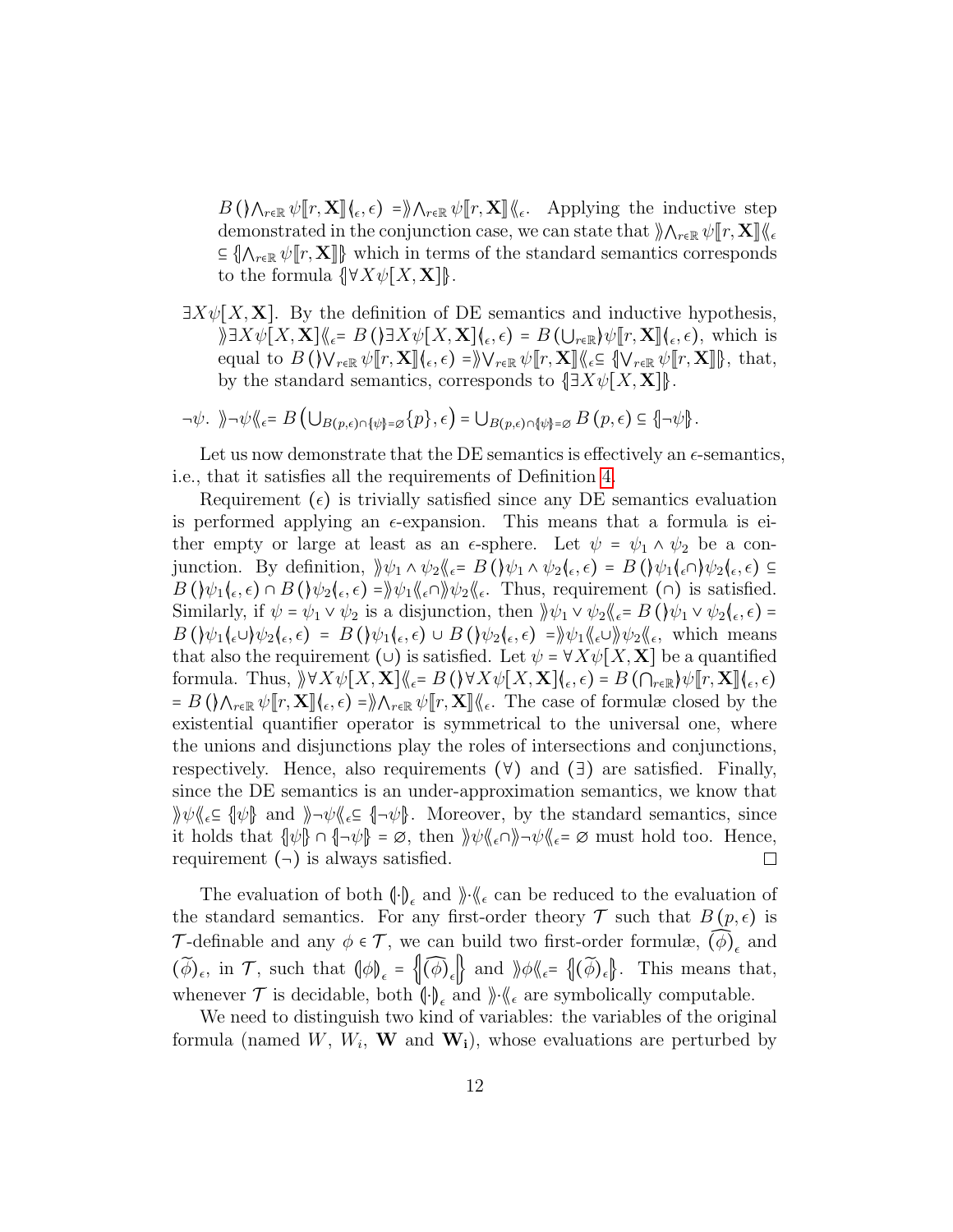$B\left(\rangle\bigwedge_{r\in\mathbb{R}}\psi[\![r,\mathbf{X}]\!]\langle_\epsilon,\epsilon\right) = \rangle\!\rangle\bigwedge_{r\in\mathbb{R}}\psi[\![r,\mathbf{X}]\!]\langle\!\langle_\epsilon$. Applying the inductive step demonstrated in the conjunction case, we can state that $\rangle\!\rangle\bigwedge_{r\in\mathbb{R}}\psi[\![r,\mathbf{X}]\!]\langle\!\langle_\epsilon \subseteq \{\!\!\{\bigwedge_{r\in\mathbb{R}}\psi[\![r,\mathbf{X}]\!]\}\!\!\}$ which in terms of the standard semantics corresponds to the formula $\{\!\!\{\forall X\psi[X,\mathbf{X}]\}\!\!\}$.

$\exists X\psi[X,\mathbf{X}]$. By the definition of DE semantics and inductive hypothesis, $\rangle\!\rangle\exists X\psi[X,\mathbf{X}]\langle\!\langle_\epsilon = B\left(\rangle\exists X\psi[X,\mathbf{X}]\langle_\epsilon,\epsilon\right) = B\left(\bigcup_{r\in\mathbb{R}}\rangle\psi[\![r,\mathbf{X}]\!]\langle_\epsilon,\epsilon\right)$, which is equal to $B\left(\rangle\bigvee_{r\in\mathbb{R}}\psi[\![r,\mathbf{X}]\!]\langle_\epsilon,\epsilon\right) = \rangle\!\rangle\bigvee_{r\in\mathbb{R}}\psi[\![r,\mathbf{X}]\!]\langle\!\langle_\epsilon \subseteq \{\!\!\{\bigvee_{r\in\mathbb{R}}\psi[\![r,\mathbf{X}]\!]\}\!\!\}$, that, by the standard semantics, corresponds to $\{\!\!\{\exists X\psi[X,\mathbf{X}]\}\!\!\}$.

$\neg\psi$. $\rangle\!\rangle\neg\psi\langle\!\langle_\epsilon = B\left(\bigcup_{B(p,\epsilon)\cap\{\!\!\{\psi\}\!\!\}=\varnothing}\{p\},\epsilon\right) = \bigcup_{B(p,\epsilon)\cap\{\!\!\{\psi\}\!\!\}=\varnothing} B(p,\epsilon) \subseteq \{\!\!\{\neg\psi\}\!\!\}$.

Let us now demonstrate that the DE semantics is effectively an $\epsilon$-semantics, i.e., that it satisfies all the requirements of Definition 4.

Requirement ($\epsilon$) is trivially satisfied since any DE semantics evaluation is performed applying an $\epsilon$-expansion. This means that a formula is either empty or large at least as an $\epsilon$-sphere. Let $\psi = \psi_1 \wedge \psi_2$ be a conjunction. By definition, $\rangle\!\rangle\psi_1\wedge\psi_2\langle\!\langle_\epsilon = B\left(\rangle\psi_1\wedge\psi_2\langle_\epsilon,\epsilon\right) = B\left(\rangle\psi_1\langle_\epsilon\cap\rangle\psi_2\langle_\epsilon,\epsilon\right) \subseteq B\left(\rangle\psi_1\langle_\epsilon,\epsilon\right)\cap B\left(\rangle\psi_2\langle_\epsilon,\epsilon\right) = \rangle\!\rangle\psi_1\langle\!\langle_\epsilon\cap\rangle\!\rangle\psi_2\langle\!\langle_\epsilon$. Thus, requirement ($\cap$) is satisfied. Similarly, if $\psi = \psi_1\vee\psi_2$ is a disjunction, then $\rangle\!\rangle\psi_1\vee\psi_2\langle\!\langle_\epsilon = B\left(\rangle\psi_1\vee\psi_2\langle_\epsilon,\epsilon\right) = B\left(\rangle\psi_1\langle_\epsilon\cup\rangle\psi_2\langle_\epsilon,\epsilon\right) = B\left(\rangle\psi_1\langle_\epsilon,\epsilon\right)\cup B\left(\rangle\psi_2\langle_\epsilon,\epsilon\right) = \rangle\!\rangle\psi_1\langle\!\langle_\epsilon\cup\rangle\!\rangle\psi_2\langle\!\langle_\epsilon$, which means that also the requirement ($\cup$) is satisfied. Let $\psi = \forall X\psi[X,\mathbf{X}]$ be a quantified formula. Thus, $\rangle\!\rangle\forall X\psi[X,\mathbf{X}]\langle\!\langle_\epsilon = B\left(\rangle\forall X\psi[X,\mathbf{X}]\langle_\epsilon,\epsilon\right) = B\left(\bigcap_{r\in\mathbb{R}}\rangle\psi[\![r,\mathbf{X}]\!]\langle_\epsilon,\epsilon\right) = B\left(\rangle\bigwedge_{r\in\mathbb{R}}\psi[\![r,\mathbf{X}]\!]\langle_\epsilon,\epsilon\right) = \rangle\!\rangle\bigwedge_{r\in\mathbb{R}}\psi[\![r,\mathbf{X}]\!]\langle\!\langle_\epsilon$. The case of formulæ closed by the existential quantifier operator is symmetrical to the universal one, where the unions and disjunctions play the roles of intersections and conjunctions, respectively. Hence, also requirements ($\forall$) and ($\exists$) are satisfied. Finally, since the DE semantics is an under-approximation semantics, we know that $\rangle\!\rangle\psi\langle\!\langle_\epsilon \subseteq \{\!\!\{\psi\}\!\!\}$ and $\rangle\!\rangle\neg\psi\langle\!\langle_\epsilon \subseteq \{\!\!\{\neg\psi\}\!\!\}$. Moreover, by the standard semantics, since it holds that $\{\!\!\{\psi\}\!\!\}\cap\{\!\!\{\neg\psi\}\!\!\} = \varnothing$, then $\rangle\!\rangle\psi\langle\!\langle_\epsilon\cap\rangle\!\rangle\neg\psi\langle\!\langle_\epsilon = \varnothing$ must hold too. Hence, requirement ($\neg$) is always satisfied. □

The evaluation of both $(\!|\cdot|\!)_\epsilon$ and $\rangle\!\rangle\cdot\langle\!\langle_\epsilon$ can be reduced to the evaluation of the standard semantics. For any first-order theory $\mathcal{T}$ such that $B(p,\epsilon)$ is $\mathcal{T}$-definable and any $\phi\in\mathcal{T}$, we can build two first-order formulæ, $\widehat{(\phi)}_\epsilon$ and $(\widetilde{\phi})_\epsilon$, in $\mathcal{T}$, such that $(\!|\phi|\!)_\epsilon = \left\{\!\!\left\{\widehat{(\phi)}_\epsilon\right\}\!\!\right\}$ and $\rangle\!\rangle\phi\langle\!\langle_\epsilon = \left\{\!\!\left\{(\widetilde{\phi})_\epsilon\right\}\!\!\right\}$. This means that, whenever $\mathcal{T}$ is decidable, both $(\!|\cdot|\!)_\epsilon$ and $\rangle\!\rangle\cdot\langle\!\langle_\epsilon$ are symbolically computable.

We need to distinguish two kind of variables: the variables of the original formula (named $W$, $W_i$, $\mathbf{W}$ and $\mathbf{W_i}$), whose evaluations are perturbed by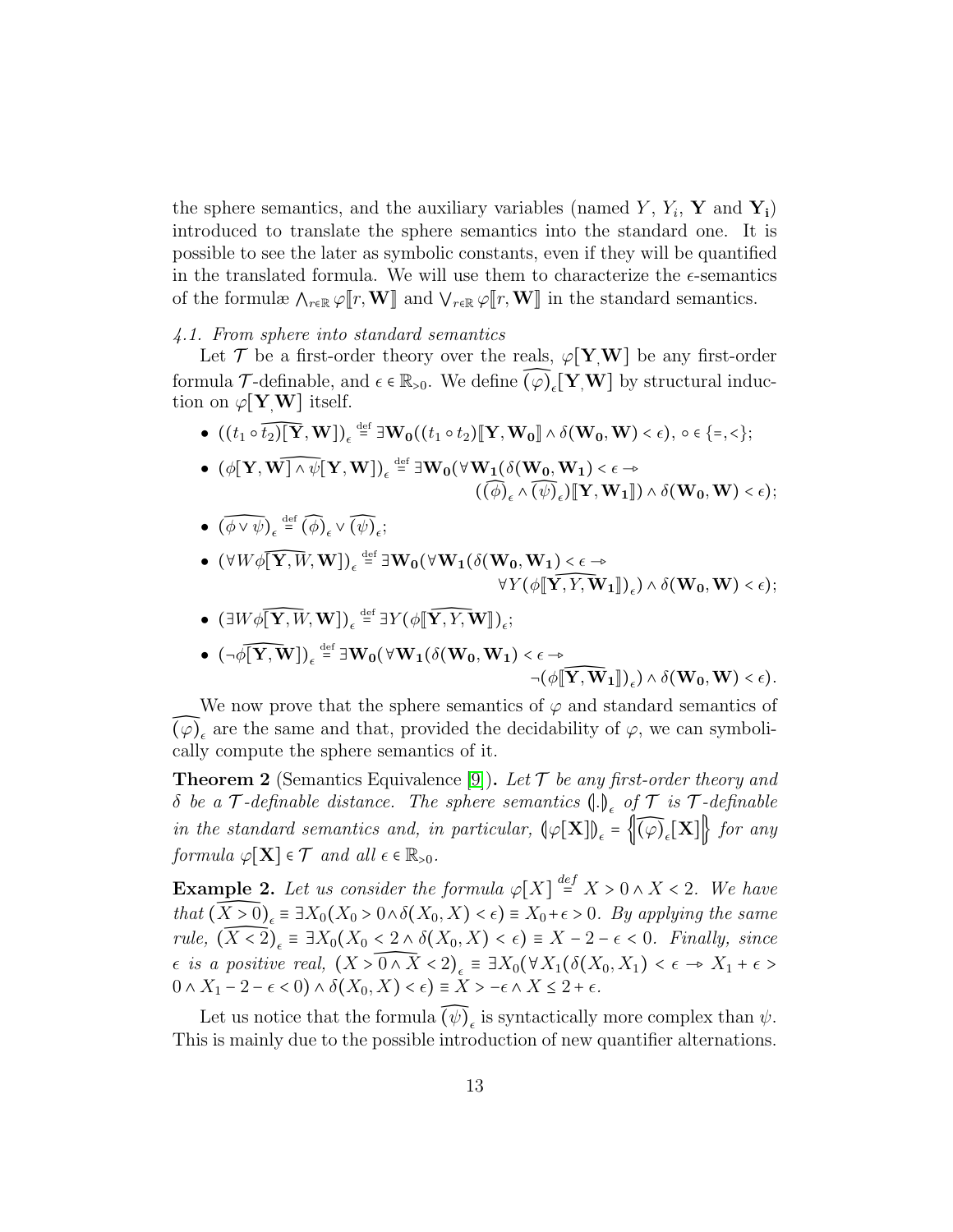the sphere semantics, and the auxiliary variables (named $Y$, $Y_i$, $\mathbf{Y}$ and $\mathbf{Y_i}$) introduced to translate the sphere semantics into the standard one. It is possible to see the later as symbolic constants, even if they will be quantified in the translated formula. We will use them to characterize the $\epsilon$-semantics of the formulæ $\bigwedge_{r\in\mathbb{R}} \varphi[\![r, \mathbf{W}]\!]$ and $\bigvee_{r\in\mathbb{R}} \varphi[\![r, \mathbf{W}]\!]$ in the standard semantics.

### *4.1. From sphere into standard semantics*

Let $\mathcal{T}$ be a first-order theory over the reals, $\varphi[\mathbf{Y}, \mathbf{W}]$ be any first-order formula $\mathcal{T}$-definable, and $\epsilon \in \mathbb{R}_{>0}$. We define $\widehat{(\varphi)}_\epsilon[\mathbf{Y}, \mathbf{W}]$ by structural induction on $\varphi[\mathbf{Y}, \mathbf{W}]$ itself.

- $(\widehat{(t_1 \circ t_2)[\mathbf{Y}, \mathbf{W}]})_\epsilon \stackrel{\text{def}}{=} \exists \mathbf{W_0}((t_1 \circ t_2)[\![\mathbf{Y}, \mathbf{W_0}]\!] \wedge \delta(\mathbf{W_0}, \mathbf{W}) < \epsilon)$, $\circ \in \{=, <\}$;
- $(\widehat{\phi[\mathbf{Y}, \mathbf{W}] \wedge \psi[\mathbf{Y}, \mathbf{W}]})_\epsilon \stackrel{\text{def}}{=} \exists \mathbf{W_0}(\forall \mathbf{W_1}(\delta(\mathbf{W_0}, \mathbf{W_1}) < \epsilon \rightarrow$
  $(\widehat{(\phi)}_\epsilon \wedge \widehat{(\psi)}_\epsilon)[\![\mathbf{Y}, \mathbf{W_1}]\!]) \wedge \delta(\mathbf{W_0}, \mathbf{W}) < \epsilon)$;
- $(\widehat{\phi \vee \psi})_\epsilon \stackrel{\text{def}}{=} \widehat{(\phi)}_\epsilon \vee \widehat{(\psi)}_\epsilon$;
- $(\widehat{\forall W \phi[\mathbf{Y}, W, \mathbf{W}]})_\epsilon \stackrel{\text{def}}{=} \exists \mathbf{W_0}(\forall \mathbf{W_1}(\delta(\mathbf{W_0}, \mathbf{W_1}) < \epsilon \rightarrow$
  $\forall Y (\widehat{\phi[\![\mathbf{Y}, Y, \mathbf{W_1}]\!]})_\epsilon) \wedge \delta(\mathbf{W_0}, \mathbf{W}) < \epsilon)$;
- $(\widehat{\exists W \phi[\mathbf{Y}, W, \mathbf{W}]})_\epsilon \stackrel{\text{def}}{=} \exists Y (\widehat{\phi[\![\mathbf{Y}, Y, \mathbf{W}]\!]})_\epsilon$;
- $(\widehat{\neg \phi[\mathbf{Y}, \mathbf{W}]})_\epsilon \stackrel{\text{def}}{=} \exists \mathbf{W_0}(\forall \mathbf{W_1}(\delta(\mathbf{W_0}, \mathbf{W_1}) < \epsilon \rightarrow$
  $\neg (\widehat{\phi[\![\mathbf{Y}, \mathbf{W_1}]\!]})_\epsilon) \wedge \delta(\mathbf{W_0}, \mathbf{W}) < \epsilon)$.

We now prove that the sphere semantics of $\varphi$ and standard semantics of $\widehat{(\varphi)}_\epsilon$ are the same and that, provided the decidability of $\varphi$, we can symbolically compute the sphere semantics of it.

**Theorem 2** (Semantics Equivalence [9]). *Let $\mathcal{T}$ be any first-order theory and $\delta$ be a $\mathcal{T}$-definable distance. The sphere semantics $(\!|.|\!)_\epsilon$ of $\mathcal{T}$ is $\mathcal{T}$-definable in the standard semantics and, in particular, $(\!|\varphi[\mathbf{X}]|\!)_\epsilon = \{\!\!\{\widehat{(\varphi)}_\epsilon[\mathbf{X}]\}\!\!\}$ for any formula $\varphi[\mathbf{X}] \in \mathcal{T}$ and all $\epsilon \in \mathbb{R}_{>0}$.*

**Example 2.** *Let us consider the formula $\varphi[X] \stackrel{def}{=} X > 0 \wedge X < 2$. We have that $(\widehat{X > 0})_\epsilon \equiv \exists X_0(X_0 > 0 \wedge \delta(X_0, X) < \epsilon) \equiv X_0 + \epsilon > 0$. By applying the same rule, $(\widehat{X < 2})_\epsilon \equiv \exists X_0(X_0 < 2 \wedge \delta(X_0, X) < \epsilon) \equiv X - 2 - \epsilon < 0$. Finally, since $\epsilon$ is a positive real, $(\widehat{X > 0 \wedge X < 2})_\epsilon \equiv \exists X_0(\forall X_1(\delta(X_0, X_1) < \epsilon \rightarrow X_1 + \epsilon > 0 \wedge X_1 - 2 - \epsilon < 0) \wedge \delta(X_0, X) < \epsilon) \equiv X > -\epsilon \wedge X \leq 2 + \epsilon$.*

Let us notice that the formula $\widehat{(\psi)}_\epsilon$ is syntactically more complex than $\psi$. This is mainly due to the possible introduction of new quantifier alternations.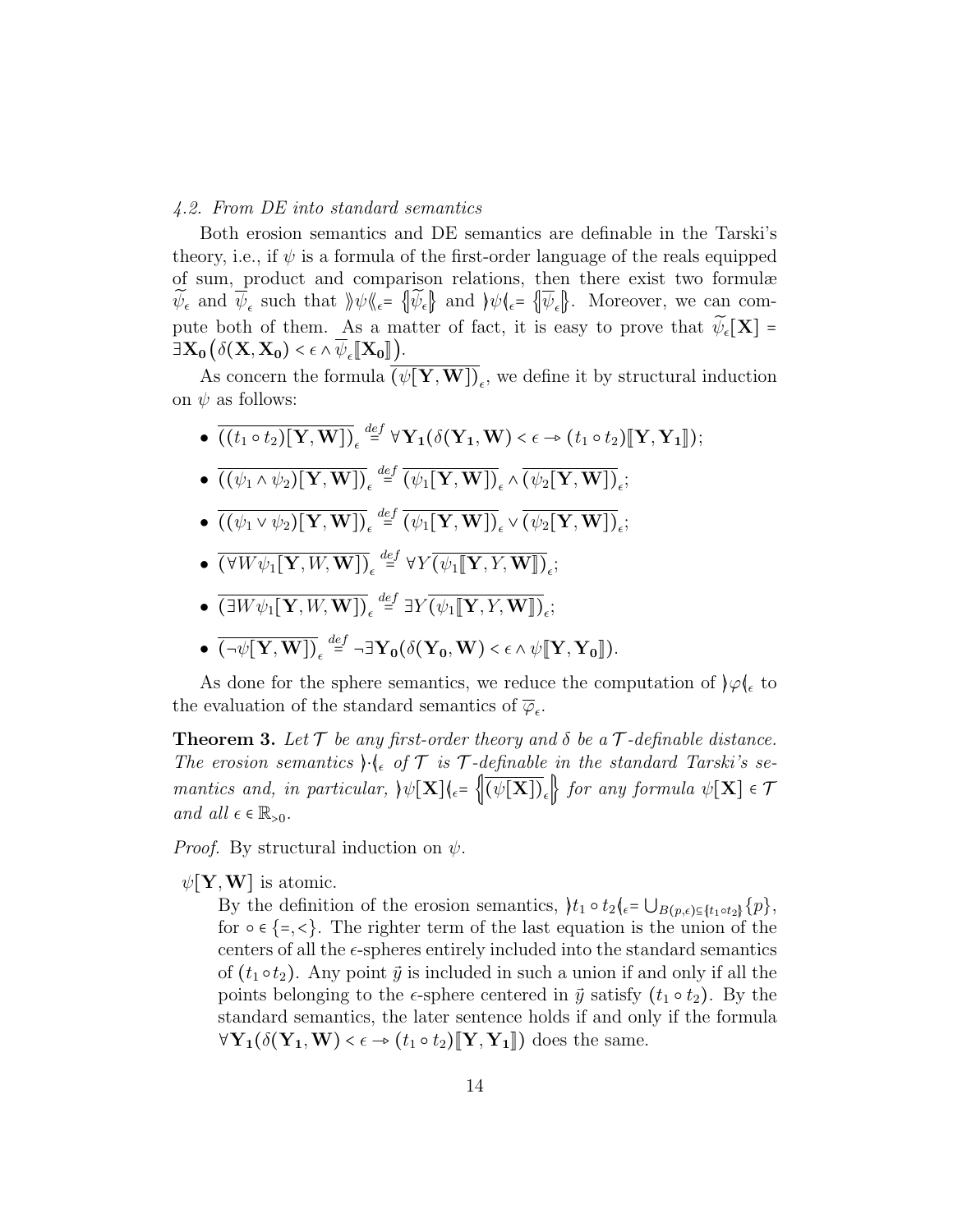*4.2. From DE into standard semantics*

Both erosion semantics and DE semantics are definable in the Tarski's theory, i.e., if $\psi$ is a formula of the first-order language of the reals equipped of sum, product and comparison relations, then there exist two formulæ $\widetilde{\psi}_\epsilon$ and $\overline{\psi}_\epsilon$ such that $\rangle\!\rangle\psi\langle\!\langle_\epsilon = \{\!\!\{\widetilde{\psi}_\epsilon\}\!\!\}$ and $\rangle\psi\langle_\epsilon = \{\!\!\{\overline{\psi}_\epsilon\}\!\!\}$. Moreover, we can compute both of them. As a matter of fact, it is easy to prove that $\widetilde{\psi}_\epsilon[\mathbf{X}] = \exists \mathbf{X_0} \big(\delta(\mathbf{X}, \mathbf{X_0}) < \epsilon \wedge \overline{\psi}_\epsilon[\![\mathbf{X_0}]\!]\big)$.

As concern the formula $\overline{(\psi[\mathbf{Y}, \mathbf{W}])}_\epsilon$, we define it by structural induction on $\psi$ as follows:

- $\overline{((t_1 \circ t_2)[\mathbf{Y}, \mathbf{W}])}_\epsilon \stackrel{def}{=} \forall \mathbf{Y_1} (\delta(\mathbf{Y_1}, \mathbf{W}) < \epsilon \rightarrow (t_1 \circ t_2)[\![\mathbf{Y}, \mathbf{Y_1}]\!])$;
- $\overline{((\psi_1 \wedge \psi_2)[\mathbf{Y}, \mathbf{W}])}_\epsilon \stackrel{def}{=} \overline{(\psi_1[\mathbf{Y}, \mathbf{W}])}_\epsilon \wedge \overline{(\psi_2[\mathbf{Y}, \mathbf{W}])}_\epsilon$;
- $\overline{((\psi_1 \vee \psi_2)[\mathbf{Y}, \mathbf{W}])}_\epsilon \stackrel{def}{=} \overline{(\psi_1[\mathbf{Y}, \mathbf{W}])}_\epsilon \vee \overline{(\psi_2[\mathbf{Y}, \mathbf{W}])}_\epsilon$;
- $\overline{(\forall W \psi_1[\mathbf{Y}, W, \mathbf{W}])}_\epsilon \stackrel{def}{=} \forall Y \overline{(\psi_1[\![\mathbf{Y}, Y, \mathbf{W}]\!])}_\epsilon$;
- $\overline{(\exists W \psi_1[\mathbf{Y}, W, \mathbf{W}])}_\epsilon \stackrel{def}{=} \exists Y \overline{(\psi_1[\![\mathbf{Y}, Y, \mathbf{W}]\!])}_\epsilon$;
- $\overline{(\neg\psi[\mathbf{Y}, \mathbf{W}])}_\epsilon \stackrel{def}{=} \neg \exists \mathbf{Y_0} (\delta(\mathbf{Y_0}, \mathbf{W}) < \epsilon \wedge \psi[\![\mathbf{Y}, \mathbf{Y_0}]\!])$.

As done for the sphere semantics, we reduce the computation of $\rangle\varphi\langle_\epsilon$ to the evaluation of the standard semantics of $\overline{\varphi}_\epsilon$.

**Theorem 3.** *Let $\mathcal{T}$ be any first-order theory and $\delta$ be a $\mathcal{T}$-definable distance. The erosion semantics $\rangle\cdot\langle_\epsilon$ of $\mathcal{T}$ is $\mathcal{T}$-definable in the standard Tarski's semantics and, in particular, $\rangle\psi[\mathbf{X}]\langle_\epsilon = \{\!\!\{\overline{(\psi[\mathbf{X}])}_\epsilon\}\!\!\}$ for any formula $\psi[\mathbf{X}] \in \mathcal{T}$ and all $\epsilon \in \mathbb{R}_{>0}$.*

*Proof.* By structural induction on $\psi$.

$\psi[\mathbf{Y}, \mathbf{W}]$ is atomic.

By the definition of the erosion semantics, $\rangle t_1 \circ t_2 \langle_\epsilon = \bigcup_{B(p,\epsilon) \subseteq \{\!\!\{t_1 \circ t_2\}\!\!\}} \{p\}$, for $\circ \in \{=, <\}$. The righter term of the last equation is the union of the centers of all the $\epsilon$-spheres entirely included into the standard semantics of $(t_1 \circ t_2)$. Any point $\vec{y}$ is included in such a union if and only if all the points belonging to the $\epsilon$-sphere centered in $\vec{y}$ satisfy $(t_1 \circ t_2)$. By the standard semantics, the later sentence holds if and only if the formula $\forall \mathbf{Y_1} (\delta(\mathbf{Y_1}, \mathbf{W}) < \epsilon \rightarrow (t_1 \circ t_2)[\![\mathbf{Y}, \mathbf{Y_1}]\!])$ does the same.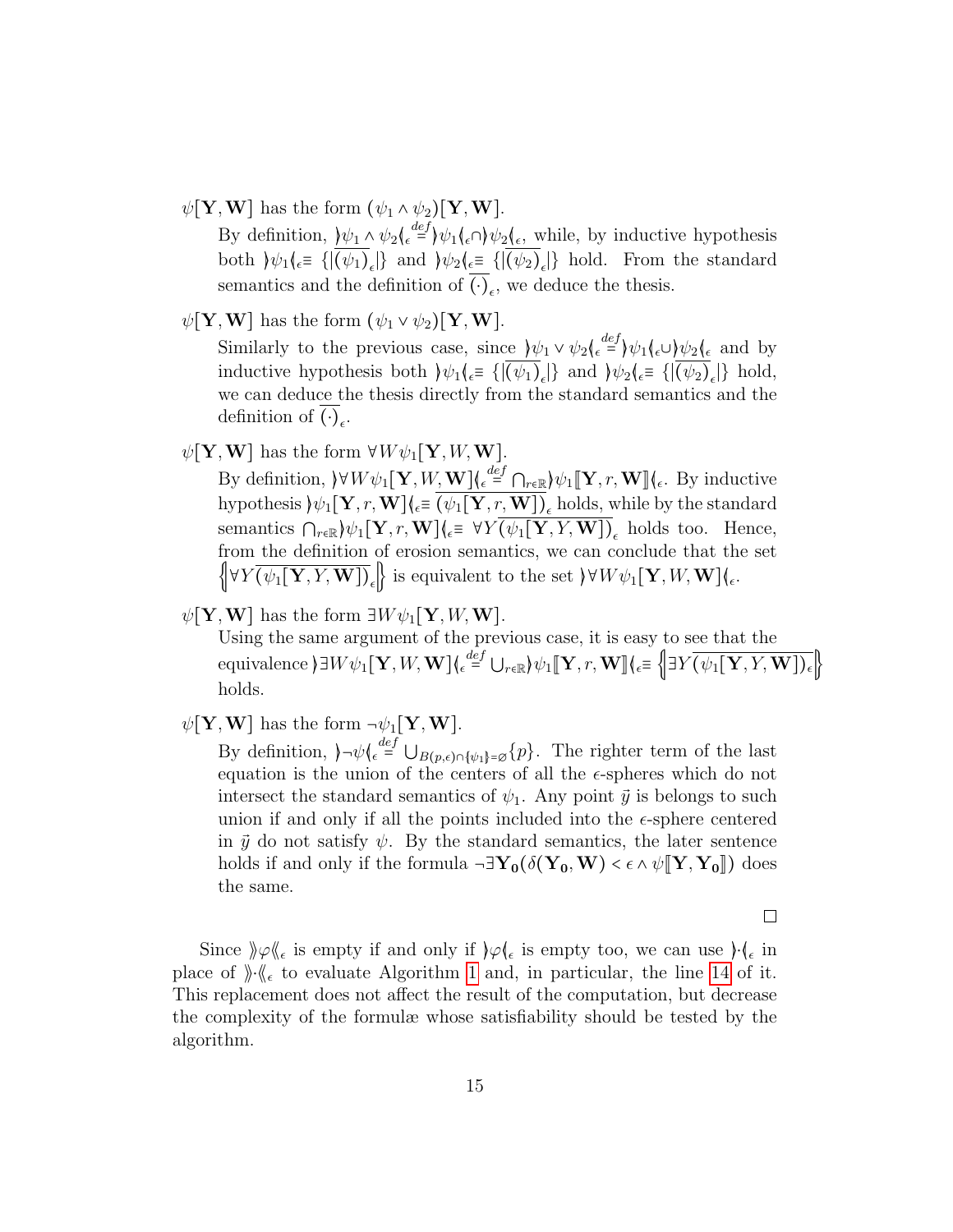- $\psi[\mathbf{Y}, \mathbf{W}]$ has the form $(\psi_1 \wedge \psi_2)[\mathbf{Y}, \mathbf{W}]$.

  By definition, $\rangle\psi_1 \wedge \psi_2\langle_\epsilon \stackrel{def}{=} \rangle\psi_1\langle_\epsilon \cap \rangle\psi_2\langle_\epsilon$, while, by inductive hypothesis both $\rangle\psi_1\langle_\epsilon \equiv \{|\overline{(\psi_1)}_\epsilon|\}$ and $\rangle\psi_2\langle_\epsilon \equiv \{|\overline{(\psi_2)}_\epsilon|\}$ hold. From the standard semantics and the definition of $\overline{(\cdot)}_\epsilon$, we deduce the thesis.

- $\psi[\mathbf{Y}, \mathbf{W}]$ has the form $(\psi_1 \vee \psi_2)[\mathbf{Y}, \mathbf{W}]$.

  Similarly to the previous case, since $\rangle\psi_1 \vee \psi_2\langle_\epsilon \stackrel{def}{=} \rangle\psi_1\langle_\epsilon \cup \rangle\psi_2\langle_\epsilon$ and by inductive hypothesis both $\rangle\psi_1\langle_\epsilon \equiv \{|\overline{(\psi_1)}_\epsilon|\}$ and $\rangle\psi_2\langle_\epsilon \equiv \{|\overline{(\psi_2)}_\epsilon|\}$ hold, we can deduce the thesis directly from the standard semantics and the definition of $\overline{(\cdot)}_\epsilon$.

- $\psi[\mathbf{Y}, \mathbf{W}]$ has the form $\forall W \psi_1[\mathbf{Y}, W, \mathbf{W}]$.

  By definition, $\rangle\forall W \psi_1[\mathbf{Y}, W, \mathbf{W}]\langle_\epsilon \stackrel{def}{=} \bigcap_{r \in \mathbb{R}} \rangle\psi_1[\![\mathbf{Y}, r, \mathbf{W}]\!]\langle_\epsilon$. By inductive hypothesis $\rangle\psi_1[\mathbf{Y}, r, \mathbf{W}]\langle_\epsilon \equiv \overline{(\psi_1[\mathbf{Y}, r, \mathbf{W}])}_\epsilon$ holds, while by the standard semantics $\bigcap_{r \in \mathbb{R}} \rangle\psi_1[\mathbf{Y}, r, \mathbf{W}]\langle_\epsilon \equiv \forall Y \overline{(\psi_1[\mathbf{Y}, Y, \mathbf{W}])}_\epsilon$ holds too. Hence, from the definition of erosion semantics, we can conclude that the set $\left\{\!\left| \forall Y \overline{(\psi_1[\mathbf{Y}, Y, \mathbf{W}])}_\epsilon \right|\!\right\}$ is equivalent to the set $\rangle\forall W \psi_1[\mathbf{Y}, W, \mathbf{W}]\langle_\epsilon$.

- $\psi[\mathbf{Y}, \mathbf{W}]$ has the form $\exists W \psi_1[\mathbf{Y}, W, \mathbf{W}]$.

  Using the same argument of the previous case, it is easy to see that the equivalence $\rangle\exists W \psi_1[\mathbf{Y}, W, \mathbf{W}]\langle_\epsilon \stackrel{def}{=} \bigcup_{r \in \mathbb{R}} \rangle\psi_1[\![\mathbf{Y}, r, \mathbf{W}]\!]\langle_\epsilon \equiv \left\{\!\left| \exists Y \overline{(\psi_1[\mathbf{Y}, Y, \mathbf{W}])_\epsilon} \right|\!\right\}$ holds.

- $\psi[\mathbf{Y}, \mathbf{W}]$ has the form $\neg\psi_1[\mathbf{Y}, \mathbf{W}]$.

  By definition, $\rangle\neg\psi\langle_\epsilon \stackrel{def}{=} \bigcup_{B(p,\epsilon) \cap \{\!|\psi_1|\!\} = \varnothing} \{p\}$. The righter term of the last equation is the union of the centers of all the $\epsilon$-spheres which do not intersect the standard semantics of $\psi_1$. Any point $\vec{y}$ is belongs to such union if and only if all the points included into the $\epsilon$-sphere centered in $\vec{y}$ do not satisfy $\psi$. By the standard semantics, the later sentence holds if and only if the formula $\neg\exists \mathbf{Y_0}(\delta(\mathbf{Y_0}, \mathbf{W}) < \epsilon \wedge \psi[\![\mathbf{Y}, \mathbf{Y_0}]\!])$ does the same.

$\square$

Since $\rangle\!\rangle\varphi\langle\!\langle_\epsilon$ is empty if and only if $\rangle\varphi\langle_\epsilon$ is empty too, we can use $\rangle\cdot\langle_\epsilon$ in place of $\rangle\!\rangle\cdot\langle\!\langle_\epsilon$ to evaluate Algorithm 1 and, in particular, the line 14 of it. This replacement does not affect the result of the computation, but decrease the complexity of the formulæ whose satisfiability should be tested by the algorithm.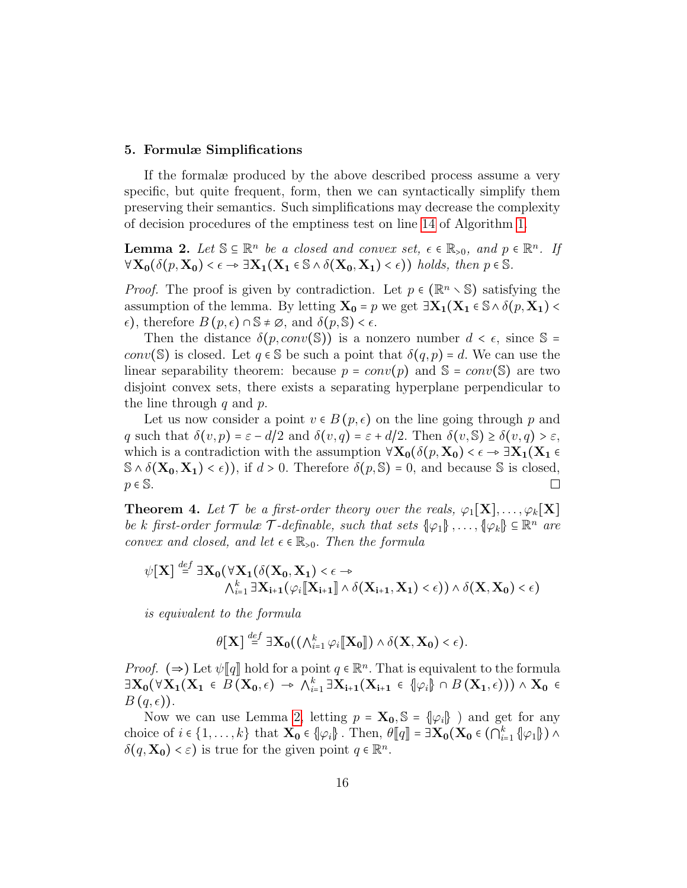## 5. Formulæ Simplifications

If the formalæ produced by the above described process assume a very specific, but quite frequent, form, then we can syntactically simplify them preserving their semantics. Such simplifications may decrease the complexity of decision procedures of the emptiness test on line 14 of Algorithm 1.

**Lemma 2.** *Let $\mathbb{S} \subseteq \mathbb{R}^n$ be a closed and convex set, $\epsilon \in \mathbb{R}_{>0}$, and $p \in \mathbb{R}^n$. If $\forall \mathbf{X_0}(\delta(p, \mathbf{X_0}) < \epsilon \rightarrow \exists \mathbf{X_1}(\mathbf{X_1} \in \mathbb{S} \wedge \delta(\mathbf{X_0}, \mathbf{X_1}) < \epsilon))$ holds, then $p \in \mathbb{S}$.*

*Proof.* The proof is given by contradiction. Let $p \in (\mathbb{R}^n \setminus \mathbb{S})$ satisfying the assumption of the lemma. By letting $\mathbf{X_0} = p$ we get $\exists \mathbf{X_1}(\mathbf{X_1} \in \mathbb{S} \wedge \delta(p, \mathbf{X_1}) < \epsilon)$, therefore $B(p, \epsilon) \cap \mathbb{S} \neq \emptyset$, and $\delta(p, \mathbb{S}) < \epsilon$.

Then the distance $\delta(p, conv(\mathbb{S}))$ is a nonzero number $d < \epsilon$, since $\mathbb{S} = conv(\mathbb{S})$ is closed. Let $q \in \mathbb{S}$ be such a point that $\delta(q, p) = d$. We can use the linear separability theorem: because $p = conv(p)$ and $\mathbb{S} = conv(\mathbb{S})$ are two disjoint convex sets, there exists a separating hyperplane perpendicular to the line through $q$ and $p$.

Let us now consider a point $v \in B(p, \epsilon)$ on the line going through $p$ and $q$ such that $\delta(v, p) = \varepsilon - d/2$ and $\delta(v, q) = \varepsilon + d/2$. Then $\delta(v, \mathbb{S}) \geq \delta(v, q) > \varepsilon$, which is a contradiction with the assumption $\forall \mathbf{X_0}(\delta(p, \mathbf{X_0}) < \epsilon \rightarrow \exists \mathbf{X_1}(\mathbf{X_1} \in \mathbb{S} \wedge \delta(\mathbf{X_0}, \mathbf{X_1}) < \epsilon))$, if $d > 0$. Therefore $\delta(p, \mathbb{S}) = 0$, and because $\mathbb{S}$ is closed, $p \in \mathbb{S}$. □

**Theorem 4.** *Let $\mathcal{T}$ be a first-order theory over the reals, $\varphi_1[\mathbf{X}], \ldots, \varphi_k[\mathbf{X}]$ be $k$ first-order formulæ $\mathcal{T}$-definable, such that sets $\{\!\!\{\varphi_1\}\!\!\}, \ldots, \{\!\!\{\varphi_k\}\!\!\} \subseteq \mathbb{R}^n$ are convex and closed, and let $\epsilon \in \mathbb{R}_{>0}$. Then the formula*

$$\psi[\mathbf{X}] \overset{def}{=} \exists \mathbf{X_0}(\forall \mathbf{X_1}(\delta(\mathbf{X_0}, \mathbf{X_1}) < \epsilon \rightarrow \\ \textstyle\bigwedge_{i=1}^{k} \exists \mathbf{X_{i+1}}(\varphi_i[\![\mathbf{X_{i+1}}]\!] \wedge \delta(\mathbf{X_{i+1}}, \mathbf{X_1}) < \epsilon)) \wedge \delta(\mathbf{X}, \mathbf{X_0}) < \epsilon)$$

*is equivalent to the formula*

$$\theta[\mathbf{X}] \overset{def}{=} \exists \mathbf{X_0}((\textstyle\bigwedge_{i=1}^{k} \varphi_i[\![\mathbf{X_0}]\!]) \wedge \delta(\mathbf{X}, \mathbf{X_0}) < \epsilon).$$

*Proof.* ($\Rightarrow$) Let $\psi[\![q]\!]$ hold for a point $q \in \mathbb{R}^n$. That is equivalent to the formula $\exists \mathbf{X_0}(\forall \mathbf{X_1}(\mathbf{X_1} \in B(\mathbf{X_0}, \epsilon) \rightarrow \bigwedge_{i=1}^{k} \exists \mathbf{X_{i+1}}(\mathbf{X_{i+1}} \in \{\!\!\{\varphi_i\}\!\!\} \cap B(\mathbf{X_1}, \epsilon))) \wedge \mathbf{X_0} \in B(q, \epsilon))$.

Now we can use Lemma 2, letting $p = \mathbf{X_0}, \mathbb{S} = \{\!\!\{\varphi_i\}\!\!\}$ ) and get for any choice of $i \in \{1, \ldots, k\}$ that $\mathbf{X_0} \in \{\!\!\{\varphi_i\}\!\!\}$. Then, $\theta[\![q]\!] = \exists \mathbf{X_0}(\mathbf{X_0} \in (\bigcap_{i=1}^{k} \{\!\!\{\varphi_1\}\!\!\}) \wedge \delta(q, \mathbf{X_0}) < \varepsilon)$ is true for the given point $q \in \mathbb{R}^n$.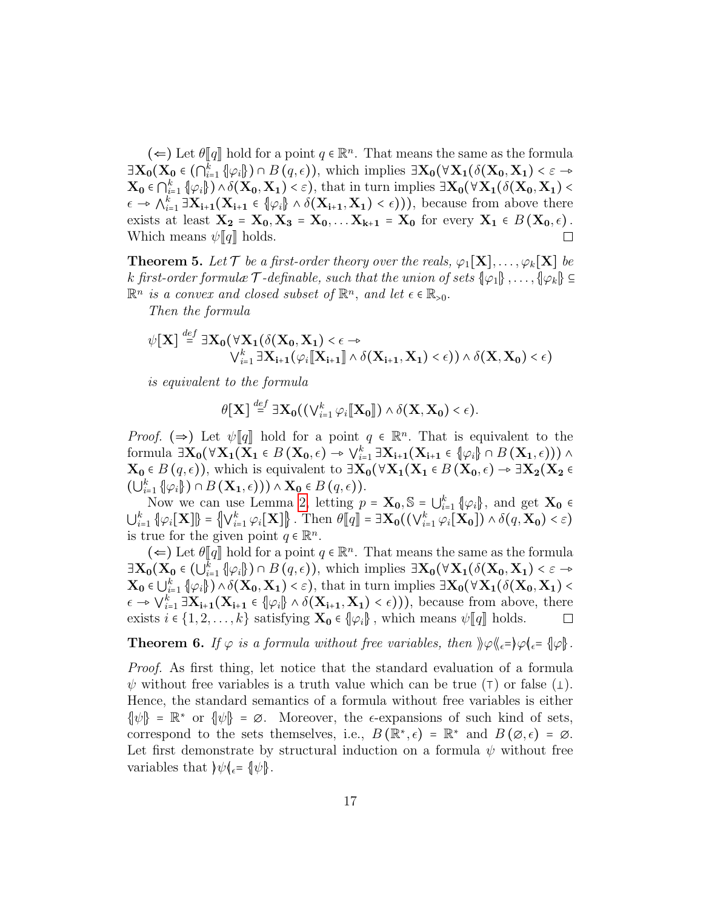(⇐) Let $\theta[\![q]\!]$ hold for a point $q \in \mathbb{R}^n$. That means the same as the formula $\exists \mathbf{X_0}(\mathbf{X_0} \in (\bigcap_{i=1}^k \{\!|\varphi_i|\!\}) \cap B(q, \epsilon))$, which implies $\exists \mathbf{X_0}(\forall \mathbf{X_1}(\delta(\mathbf{X_0}, \mathbf{X_1}) < \varepsilon \rightarrow \mathbf{X_0} \in \bigcap_{i=1}^k \{\!|\varphi_i|\!\}) \wedge \delta(\mathbf{X_0}, \mathbf{X_1}) < \varepsilon)$, that in turn implies $\exists \mathbf{X_0}(\forall \mathbf{X_1}(\delta(\mathbf{X_0}, \mathbf{X_1}) < \epsilon \rightarrow \bigwedge_{i=1}^k \exists \mathbf{X_{i+1}}(\mathbf{X_{i+1}} \in \{\!|\varphi_i|\!\} \wedge \delta(\mathbf{X_{i+1}}, \mathbf{X_1}) < \epsilon)))$, because from above there exists at least $\mathbf{X_2} = \mathbf{X_0}, \mathbf{X_3} = \mathbf{X_0}, \ldots \mathbf{X_{k+1}} = \mathbf{X_0}$ for every $\mathbf{X_1} \in B(\mathbf{X_0}, \epsilon)$. Which means $\psi[\![q]\!]$ holds. □

**Theorem 5.** *Let $\mathcal{T}$ be a first-order theory over the reals, $\varphi_1[\mathbf{X}], \ldots, \varphi_k[\mathbf{X}]$ be $k$ first-order formulæ $\mathcal{T}$-definable, such that the union of sets $\{\!|\varphi_1|\!\}, \ldots, \{\!|\varphi_k|\!\} \subseteq \mathbb{R}^n$ is a convex and closed subset of $\mathbb{R}^n$, and let $\epsilon \in \mathbb{R}_{>0}$.*

*Then the formula*

$$\psi[\mathbf{X}] \stackrel{def}{=} \exists \mathbf{X_0}(\forall \mathbf{X_1}(\delta(\mathbf{X_0}, \mathbf{X_1}) < \epsilon \rightarrow \bigvee_{i=1}^k \exists \mathbf{X_{i+1}}(\varphi_i[\![\mathbf{X_{i+1}}]\!] \wedge \delta(\mathbf{X_{i+1}}, \mathbf{X_1}) < \epsilon)) \wedge \delta(\mathbf{X}, \mathbf{X_0}) < \epsilon)$$

*is equivalent to the formula*

$$\theta[\mathbf{X}] \stackrel{def}{=} \exists \mathbf{X_0}((\bigvee_{i=1}^k \varphi_i[\![\mathbf{X_0}]\!]) \wedge \delta(\mathbf{X}, \mathbf{X_0}) < \epsilon).$$

*Proof.* (⇒) Let $\psi[\![q]\!]$ hold for a point $q \in \mathbb{R}^n$. That is equivalent to the formula $\exists \mathbf{X_0}(\forall \mathbf{X_1}(\mathbf{X_1} \in B(\mathbf{X_0}, \epsilon) \rightarrow \bigvee_{i=1}^k \exists \mathbf{X_{i+1}}(\mathbf{X_{i+1}} \in \{\!|\varphi_i|\!\} \cap B(\mathbf{X_1}, \epsilon))) \wedge \mathbf{X_0} \in B(q, \epsilon))$, which is equivalent to $\exists \mathbf{X_0}(\forall \mathbf{X_1}(\mathbf{X_1} \in B(\mathbf{X_0}, \epsilon) \rightarrow \exists \mathbf{X_2}(\mathbf{X_2} \in (\bigcup_{i=1}^k \{\!|\varphi_i|\!\}) \cap B(\mathbf{X_1}, \epsilon))) \wedge \mathbf{X_0} \in B(q, \epsilon))$.

Now we can use Lemma 2, letting $p = \mathbf{X_0}, \mathbb{S} = \bigcup_{i=1}^k \{\!|\varphi_i|\!\}$, and get $\mathbf{X_0} \in \bigcup_{i=1}^k \{\!|\varphi_i[\mathbf{X}]|\!\} = \{\!|\bigvee_{i=1}^k \varphi_i[\mathbf{X}]|\!\}$. Then $\theta[\![q]\!] = \exists \mathbf{X_0}((\bigvee_{i=1}^k \varphi_i[\mathbf{X_0}]) \wedge \delta(q, \mathbf{X_0}) < \varepsilon)$ is true for the given point $q \in \mathbb{R}^n$.

(⇐) Let $\theta[\![q]\!]$ hold for a point $q \in \mathbb{R}^n$. That means the same as the formula $\exists \mathbf{X_0}(\mathbf{X_0} \in (\bigcup_{i=1}^k \{\!|\varphi_i|\!\}) \cap B(q, \epsilon))$, which implies $\exists \mathbf{X_0}(\forall \mathbf{X_1}(\delta(\mathbf{X_0}, \mathbf{X_1}) < \varepsilon \rightarrow \mathbf{X_0} \in \bigcup_{i=1}^k \{\!|\varphi_i|\!\}) \wedge \delta(\mathbf{X_0}, \mathbf{X_1}) < \varepsilon)$, that in turn implies $\exists \mathbf{X_0}(\forall \mathbf{X_1}(\delta(\mathbf{X_0}, \mathbf{X_1}) < \epsilon \rightarrow \bigvee_{i=1}^k \exists \mathbf{X_{i+1}}(\mathbf{X_{i+1}} \in \{\!|\varphi_i|\!\} \wedge \delta(\mathbf{X_{i+1}}, \mathbf{X_1}) < \epsilon)))$, because from above, there exists $i \in \{1, 2, \ldots, k\}$ satisfying $\mathbf{X_0} \in \{\!|\varphi_i|\!\}$, which means $\psi[\![q]\!]$ holds. □

**Theorem 6.** *If $\varphi$ is a formula without free variables, then $\rangle\!\rangle\varphi\langle\!\langle_\epsilon = \rangle\varphi\langle_\epsilon = \{\!|\varphi|\!\}$.*

*Proof.* As first thing, let notice that the standard evaluation of a formula $\psi$ without free variables is a truth value which can be true ($\top$) or false ($\bot$). Hence, the standard semantics of a formula without free variables is either $\{\!|\psi|\!\} = \mathbb{R}^*$ or $\{\!|\psi|\!\} = \varnothing$. Moreover, the $\epsilon$-expansions of such kind of sets, correspond to the sets themselves, i.e., $B(\mathbb{R}^*, \epsilon) = \mathbb{R}^*$ and $B(\varnothing, \epsilon) = \varnothing$. Let first demonstrate by structural induction on a formula $\psi$ without free variables that $\rangle\psi\langle_\epsilon = \{\!|\psi|\!\}$.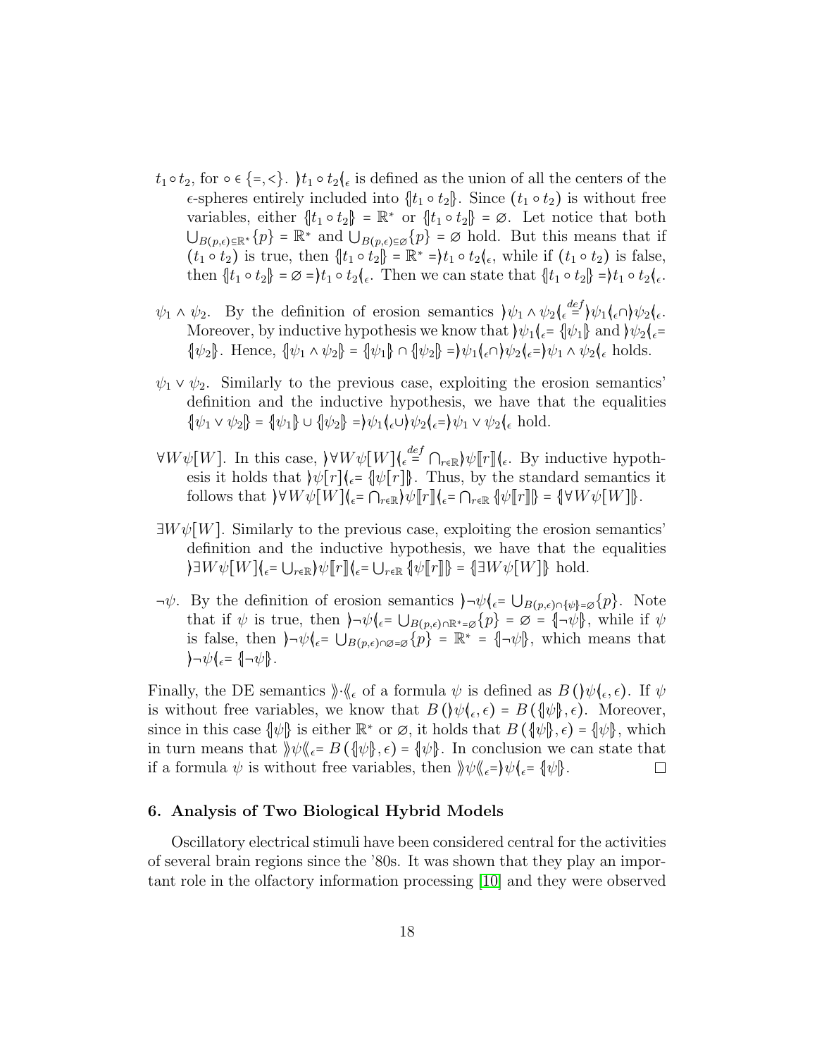$t_1 \circ t_2$, for $\circ \in \{=,<\}$. $\rangle t_1 \circ t_2 \langle_\epsilon$ is defined as the union of all the centers of the $\epsilon$-spheres entirely included into $\{\!|t_1 \circ t_2|\!\}$. Since $(t_1 \circ t_2)$ is without free variables, either $\{\!|t_1 \circ t_2|\!\} = \mathbb{R}^*$ or $\{\!|t_1 \circ t_2|\!\} = \varnothing$. Let notice that both $\bigcup_{B(p,\epsilon)\subseteq\mathbb{R}^*}\{p\} = \mathbb{R}^*$ and $\bigcup_{B(p,\epsilon)\subseteq\varnothing}\{p\} = \varnothing$ hold. But this means that if $(t_1 \circ t_2)$ is true, then $\{\!|t_1 \circ t_2|\!\} = \mathbb{R}^* = \rangle t_1 \circ t_2 \langle_\epsilon$, while if $(t_1 \circ t_2)$ is false, then $\{\!|t_1 \circ t_2|\!\} = \varnothing = \rangle t_1 \circ t_2 \langle_\epsilon$. Then we can state that $\{\!|t_1 \circ t_2|\!\} = \rangle t_1 \circ t_2 \langle_\epsilon$.

$\psi_1 \wedge \psi_2$. By the definition of erosion semantics $\rangle \psi_1 \wedge \psi_2 \langle_\epsilon \overset{def}{=} \rangle \psi_1 \langle_\epsilon \cap \rangle \psi_2 \langle_\epsilon$. Moreover, by inductive hypothesis we know that $\rangle \psi_1 \langle_\epsilon = \{\!|\psi_1|\!\}$ and $\rangle \psi_2 \langle_\epsilon = \{\!|\psi_2|\!\}$. Hence, $\{\!|\psi_1 \wedge \psi_2|\!\} = \{\!|\psi_1|\!\} \cap \{\!|\psi_2|\!\} = \rangle \psi_1 \langle_\epsilon \cap \rangle \psi_2 \langle_\epsilon = \rangle \psi_1 \wedge \psi_2 \langle_\epsilon$ holds.

$\psi_1 \vee \psi_2$. Similarly to the previous case, exploiting the erosion semantics' definition and the inductive hypothesis, we have that the equalities $\{\!|\psi_1 \vee \psi_2|\!\} = \{\!|\psi_1|\!\} \cup \{\!|\psi_2|\!\} = \rangle \psi_1 \langle_\epsilon \cup \rangle \psi_2 \langle_\epsilon = \rangle \psi_1 \vee \psi_2 \langle_\epsilon$ hold.

$\forall W \psi[W]$. In this case, $\rangle \forall W \psi[W] \langle_\epsilon \overset{def}{=} \bigcap_{r\in\mathbb{R}} \rangle \psi[\![r]\!] \langle_\epsilon$. By inductive hypothesis it holds that $\rangle \psi[r] \langle_\epsilon = \{\!|\psi[r]|\!\}$. Thus, by the standard semantics it follows that $\rangle \forall W \psi[W] \langle_\epsilon = \bigcap_{r\in\mathbb{R}} \rangle \psi[\![r]\!] \langle_\epsilon = \bigcap_{r\in\mathbb{R}} \{\!|\psi[\![r]\!]|\!\} = \{\!|\forall W \psi[W]|\!\}$.

$\exists W \psi[W]$. Similarly to the previous case, exploiting the erosion semantics' definition and the inductive hypothesis, we have that the equalities $\rangle \exists W \psi[W] \langle_\epsilon = \bigcup_{r\in\mathbb{R}} \rangle \psi[\![r]\!] \langle_\epsilon = \bigcup_{r\in\mathbb{R}} \{\!|\psi[\![r]\!]|\!\} = \{\!|\exists W \psi[W]|\!\}$ hold.

$\neg\psi$. By the definition of erosion semantics $\rangle \neg\psi \langle_\epsilon = \bigcup_{B(p,\epsilon)\cap\{\!|\psi|\!\}=\varnothing}\{p\}$. Note that if $\psi$ is true, then $\rangle \neg\psi \langle_\epsilon = \bigcup_{B(p,\epsilon)\cap\mathbb{R}^*=\varnothing}\{p\} = \varnothing = \{\!|\neg\psi|\!\}$, while if $\psi$ is false, then $\rangle \neg\psi \langle_\epsilon = \bigcup_{B(p,\epsilon)\cap\varnothing=\varnothing}\{p\} = \mathbb{R}^* = \{\!|\neg\psi|\!\}$, which means that $\rangle \neg\psi \langle_\epsilon = \{\!|\neg\psi|\!\}$.

Finally, the DE semantics $\rangle\!\rangle \cdot \langle\!\langle_\epsilon$ of a formula $\psi$ is defined as $B(\rangle \psi \langle_\epsilon, \epsilon)$. If $\psi$ is without free variables, we know that $B(\rangle \psi \langle_\epsilon, \epsilon) = B(\{\!|\psi|\!\}, \epsilon)$. Moreover, since in this case $\{\!|\psi|\!\}$ is either $\mathbb{R}^*$ or $\varnothing$, it holds that $B(\{\!|\psi|\!\}, \epsilon) = \{\!|\psi|\!\}$, which in turn means that $\rangle\!\rangle \psi \langle\!\langle_\epsilon = B(\{\!|\psi|\!\}, \epsilon) = \{\!|\psi|\!\}$. In conclusion we can state that if a formula $\psi$ is without free variables, then $\rangle\!\rangle \psi \langle\!\langle_\epsilon = \rangle \psi \langle_\epsilon = \{\!|\psi|\!\}$. ☐

## 6. Analysis of Two Biological Hybrid Models

Oscillatory electrical stimuli have been considered central for the activities of several brain regions since the '80s. It was shown that they play an important role in the olfactory information processing [10] and they were observed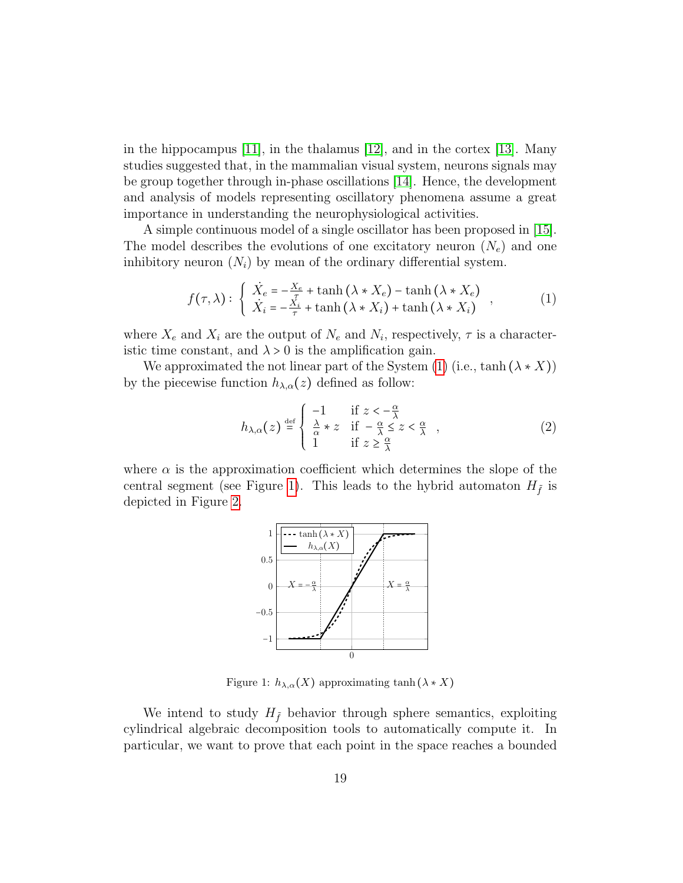in the hippocampus [11], in the thalamus [12], and in the cortex [13]. Many studies suggested that, in the mammalian visual system, neurons signals may be group together through in-phase oscillations [14]. Hence, the development and analysis of models representing oscillatory phenomena assume a great importance in understanding the neurophysiological activities.

A simple continuous model of a single oscillator has been proposed in [15]. The model describes the evolutions of one excitatory neuron ($N_e$) and one inhibitory neuron ($N_i$) by mean of the ordinary differential system.

$$f(\tau, \lambda): \begin{cases} \dot{X}_e = -\frac{X_e}{\tau} + \tanh(\lambda * X_e) - \tanh(\lambda * X_e) \\ \dot{X}_i = -\frac{X_i}{\tau} + \tanh(\lambda * X_i) + \tanh(\lambda * X_i) \end{cases}, \tag{1}$$

where $X_e$ and $X_i$ are the output of $N_e$ and $N_i$, respectively, $\tau$ is a characteristic time constant, and $\lambda > 0$ is the amplification gain.

We approximated the not linear part of the System (1) (i.e., $\tanh(\lambda * X)$) by the piecewise function $h_{\lambda,\alpha}(z)$ defined as follow:

$$h_{\lambda,\alpha}(z) \stackrel{\text{def}}{=} \begin{cases} -1 & \text{if } z < -\frac{\alpha}{\lambda} \\ \frac{\lambda}{\alpha} * z & \text{if } -\frac{\alpha}{\lambda} \leq z < \frac{\alpha}{\lambda} \\ 1 & \text{if } z \geq \frac{\alpha}{\lambda} \end{cases}, \tag{2}$$

where $\alpha$ is the approximation coefficient which determines the slope of the central segment (see Figure 1). This leads to the hybrid automaton $H_{\tilde{f}}$ is depicted in Figure 2.

Figure 1: $h_{\lambda,\alpha}(X)$ approximating $\tanh(\lambda * X)$

We intend to study $H_{\tilde{f}}$ behavior through sphere semantics, exploiting cylindrical algebraic decomposition tools to automatically compute it. In particular, we want to prove that each point in the space reaches a bounded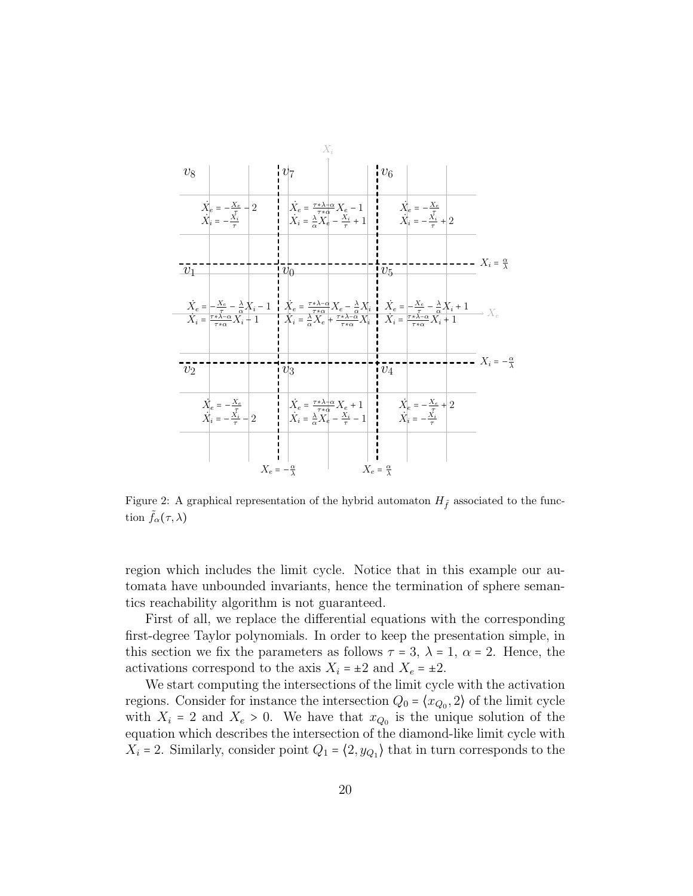Figure 2: A graphical representation of the hybrid automaton $H_{\tilde{f}}$ associated to the function $\tilde{f}_\alpha(\tau, \lambda)$

region which includes the limit cycle. Notice that in this example our automata have unbounded invariants, hence the termination of sphere semantics reachability algorithm is not guaranteed.

First of all, we replace the differential equations with the corresponding first-degree Taylor polynomials. In order to keep the presentation simple, in this section we fix the parameters as follows $\tau = 3$, $\lambda = 1$, $\alpha = 2$. Hence, the activations correspond to the axis $X_i = \pm 2$ and $X_e = \pm 2$.

We start computing the intersections of the limit cycle with the activation regions. Consider for instance the intersection $Q_0 = \langle x_{Q_0}, 2 \rangle$ of the limit cycle with $X_i = 2$ and $X_e > 0$. We have that $x_{Q_0}$ is the unique solution of the equation which describes the intersection of the diamond-like limit cycle with $X_i = 2$. Similarly, consider point $Q_1 = \langle 2, y_{Q_1} \rangle$ that in turn corresponds to the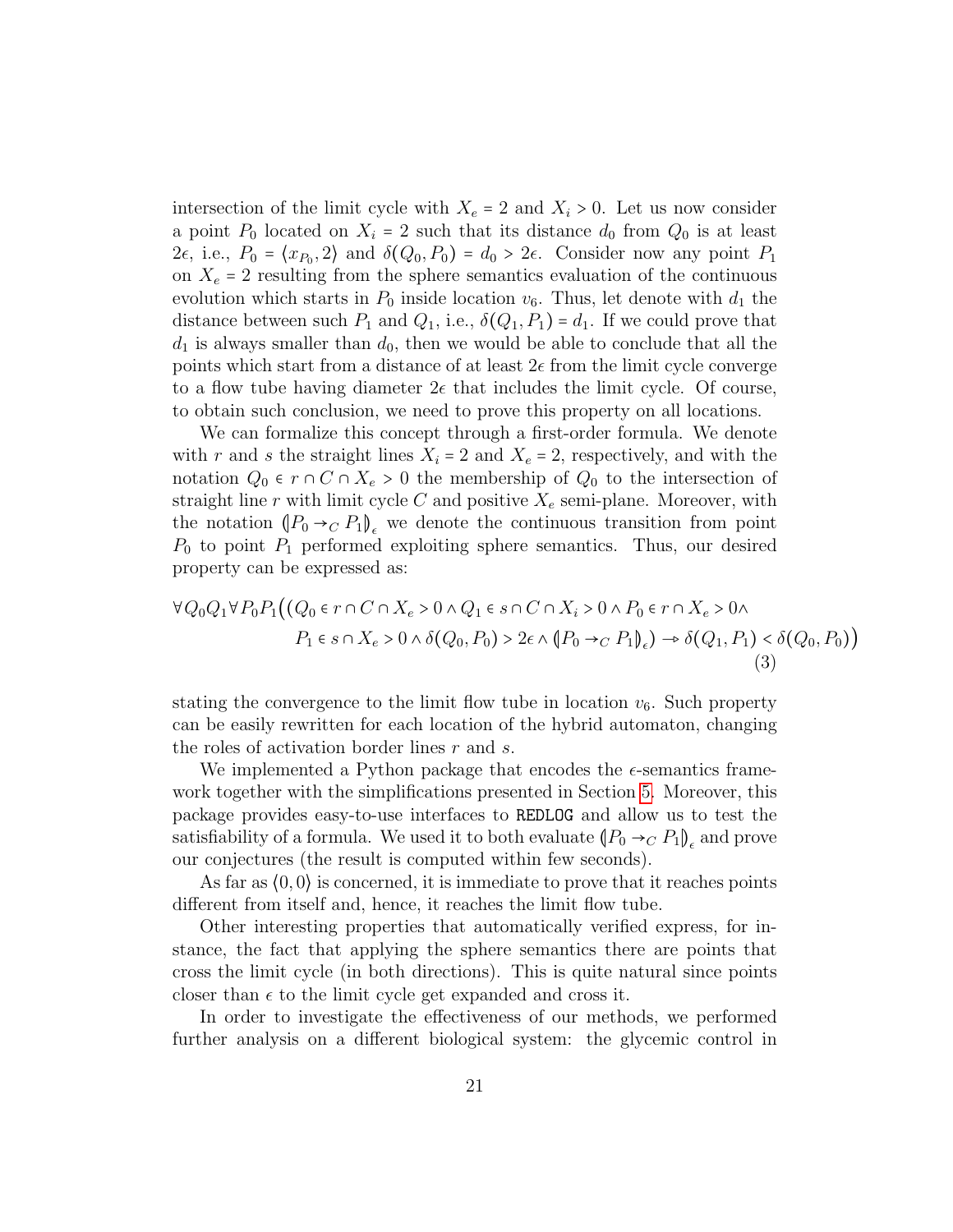intersection of the limit cycle with $X_e = 2$ and $X_i > 0$. Let us now consider a point $P_0$ located on $X_i = 2$ such that its distance $d_0$ from $Q_0$ is at least $2\epsilon$, i.e., $P_0 = \langle x_{P_0}, 2 \rangle$ and $\delta(Q_0, P_0) = d_0 > 2\epsilon$. Consider now any point $P_1$ on $X_e = 2$ resulting from the sphere semantics evaluation of the continuous evolution which starts in $P_0$ inside location $v_6$. Thus, let denote with $d_1$ the distance between such $P_1$ and $Q_1$, i.e., $\delta(Q_1, P_1) = d_1$. If we could prove that $d_1$ is always smaller than $d_0$, then we would be able to conclude that all the points which start from a distance of at least $2\epsilon$ from the limit cycle converge to a flow tube having diameter $2\epsilon$ that includes the limit cycle. Of course, to obtain such conclusion, we need to prove this property on all locations.

We can formalize this concept through a first-order formula. We denote with $r$ and $s$ the straight lines $X_i = 2$ and $X_e = 2$, respectively, and with the notation $Q_0 \in r \cap C \cap X_e > 0$ the membership of $Q_0$ to the intersection of straight line $r$ with limit cycle $C$ and positive $X_e$ semi-plane. Moreover, with the notation $(\!| P_0 \to_C P_1 |\!)_\epsilon$ we denote the continuous transition from point $P_0$ to point $P_1$ performed exploiting sphere semantics. Thus, our desired property can be expressed as:

$$
\begin{aligned}
\forall Q_0 Q_1 \forall P_0 P_1 \big( (Q_0 \in r \cap C \cap X_e > 0 \wedge Q_1 \in s \cap C \cap X_i > 0 \wedge P_0 \in r \cap X_e > 0 \wedge \\
P_1 \in s \cap X_e > 0 \wedge \delta(Q_0, P_0) > 2\epsilon \wedge (\!| P_0 \to_C P_1 |\!)_\epsilon) \to \delta(Q_1, P_1) < \delta(Q_0, P_0) \big)
\end{aligned} \tag{3}
$$

stating the convergence to the limit flow tube in location $v_6$. Such property can be easily rewritten for each location of the hybrid automaton, changing the roles of activation border lines $r$ and $s$.

We implemented a Python package that encodes the $\epsilon$-semantics framework together with the simplifications presented in Section 5. Moreover, this package provides easy-to-use interfaces to `REDLOG` and allow us to test the satisfiability of a formula. We used it to both evaluate $(\!| P_0 \to_C P_1 |\!)_\epsilon$ and prove our conjectures (the result is computed within few seconds).

As far as $\langle 0, 0 \rangle$ is concerned, it is immediate to prove that it reaches points different from itself and, hence, it reaches the limit flow tube.

Other interesting properties that automatically verified express, for instance, the fact that applying the sphere semantics there are points that cross the limit cycle (in both directions). This is quite natural since points closer than $\epsilon$ to the limit cycle get expanded and cross it.

In order to investigate the effectiveness of our methods, we performed further analysis on a different biological system: the glycemic control in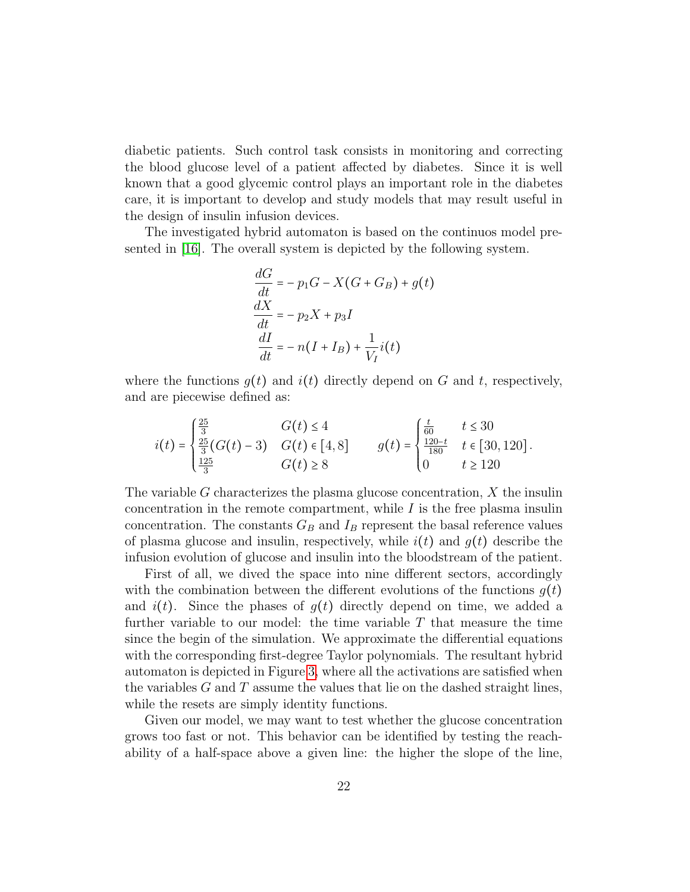diabetic patients. Such control task consists in monitoring and correcting the blood glucose level of a patient affected by diabetes. Since it is well known that a good glycemic control plays an important role in the diabetes care, it is important to develop and study models that may result useful in the design of insulin infusion devices.

The investigated hybrid automaton is based on the continuos model presented in [16]. The overall system is depicted by the following system.

$$
\begin{aligned}
\frac{dG}{dt} &= -p_1 G - X(G + G_B) + g(t) \\
\frac{dX}{dt} &= -p_2 X + p_3 I \\
\frac{dI}{dt} &= -n(I + I_B) + \frac{1}{V_I} i(t)
\end{aligned}
$$

where the functions $g(t)$ and $i(t)$ directly depend on $G$ and $t$, respectively, and are piecewise defined as:

$$
i(t) = \begin{cases} \frac{25}{3} & G(t) \leq 4 \\ \frac{25}{3}(G(t) - 3) & G(t) \in [4, 8] \\ \frac{125}{3} & G(t) \geq 8 \end{cases} \qquad g(t) = \begin{cases} \frac{t}{60} & t \leq 30 \\ \frac{120-t}{180} & t \in [30, 120] \\ 0 & t \geq 120 \end{cases}.
$$

The variable $G$ characterizes the plasma glucose concentration, $X$ the insulin concentration in the remote compartment, while $I$ is the free plasma insulin concentration. The constants $G_B$ and $I_B$ represent the basal reference values of plasma glucose and insulin, respectively, while $i(t)$ and $g(t)$ describe the infusion evolution of glucose and insulin into the bloodstream of the patient.

First of all, we dived the space into nine different sectors, accordingly with the combination between the different evolutions of the functions $g(t)$ and $i(t)$. Since the phases of $g(t)$ directly depend on time, we added a further variable to our model: the time variable $T$ that measure the time since the begin of the simulation. We approximate the differential equations with the corresponding first-degree Taylor polynomials. The resultant hybrid automaton is depicted in Figure 3, where all the activations are satisfied when the variables $G$ and $T$ assume the values that lie on the dashed straight lines, while the resets are simply identity functions.

Given our model, we may want to test whether the glucose concentration grows too fast or not. This behavior can be identified by testing the reachability of a half-space above a given line: the higher the slope of the line,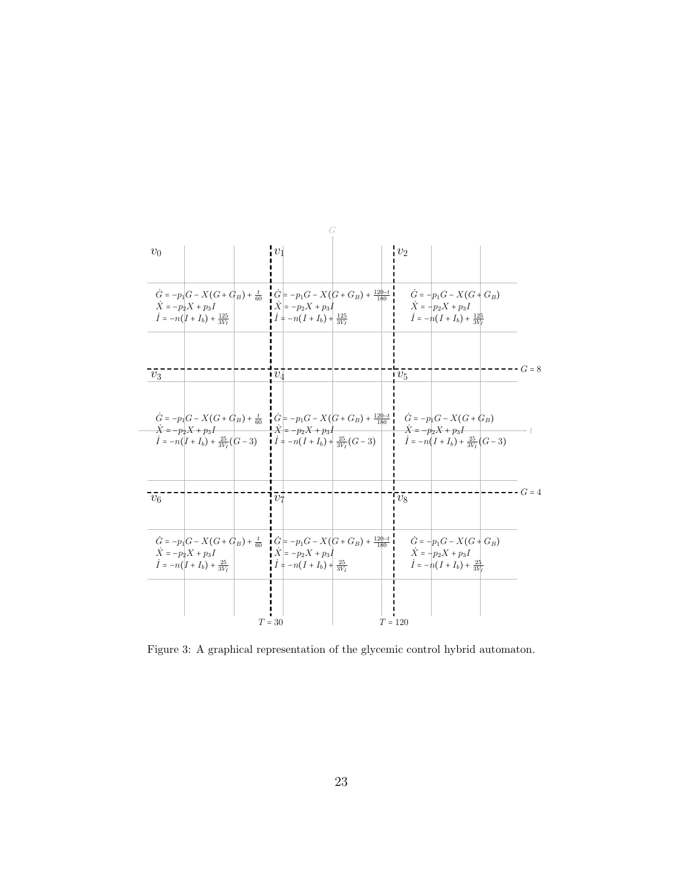$v_0$

$$\dot{G} = -p_1 G - X(G + G_B) + \frac{t}{60}$$
$$\dot{X} = -p_2 X + p_3 I$$
$$\dot{I} = -n(I + I_b) + \frac{125}{3V_I}$$

$v_1$

$$\dot{G} = -p_1 G - X(G + G_B) + \frac{120-t}{180}$$
$$\dot{X} = -p_2 X + p_3 I$$
$$\dot{I} = -n(I + I_b) + \frac{125}{3V_I}$$

$v_2$

$$\dot{G} = -p_1 G - X(G + G_B)$$
$$\dot{X} = -p_2 X + p_3 I$$
$$\dot{I} = -n(I + I_b) + \frac{125}{3V_I}$$

$G = 8$

$v_3$

$$\dot{G} = -p_1 G - X(G + G_B) + \frac{t}{60}$$
$$\dot{X} = -p_2 X + p_3 I$$
$$\dot{I} = -n(I + I_b) + \frac{25}{3V_I}(G - 3)$$

$v_4$

$$\dot{G} = -p_1 G - X(G + G_B) + \frac{120-t}{180}$$
$$\dot{X} = -p_2 X + p_3 I$$
$$\dot{I} = -n(I + I_b) + \frac{25}{3V_I}(G - 3)$$

$v_5$

$$\dot{G} = -p_1 G - X(G + G_B)$$
$$\dot{X} = -p_2 X + p_3 I$$
$$\dot{I} = -n(I + I_b) + \frac{25}{3V_I}(G - 3)$$

$G = 4$

$v_6$

$$\dot{G} = -p_1 G - X(G + G_B) + \frac{t}{60}$$
$$\dot{X} = -p_2 X + p_3 I$$
$$\dot{I} = -n(I + I_b) + \frac{25}{3V_I}$$

$v_7$

$$\dot{G} = -p_1 G - X(G + G_B) + \frac{120-t}{180}$$
$$\dot{X} = -p_2 X + p_3 I$$
$$\dot{I} = -n(I + I_b) + \frac{25}{3V_I}$$

$v_8$

$$\dot{G} = -p_1 G - X(G + G_B)$$
$$\dot{X} = -p_2 X + p_3 I$$
$$\dot{I} = -n(I + I_b) + \frac{25}{3V_I}$$

$T = 30$ $\quad$ $T = 120$

Figure 3: A graphical representation of the glycemic control hybrid automaton.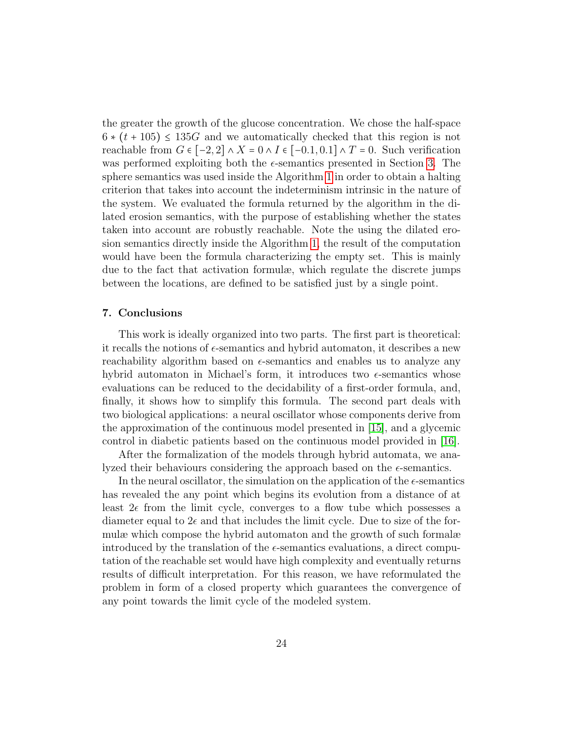the greater the growth of the glucose concentration. We chose the half-space $6 * (t + 105) \leq 135G$ and we automatically checked that this region is not reachable from $G \in [-2, 2] \wedge X = 0 \wedge I \in [-0.1, 0.1] \wedge T = 0$. Such verification was performed exploiting both the $\epsilon$-semantics presented in Section 3. The sphere semantics was used inside the Algorithm 1 in order to obtain a halting criterion that takes into account the indeterminism intrinsic in the nature of the system. We evaluated the formula returned by the algorithm in the dilated erosion semantics, with the purpose of establishing whether the states taken into account are robustly reachable. Note the using the dilated erosion semantics directly inside the Algorithm 1, the result of the computation would have been the formula characterizing the empty set. This is mainly due to the fact that activation formulæ, which regulate the discrete jumps between the locations, are defined to be satisfied just by a single point.

## 7. Conclusions

This work is ideally organized into two parts. The first part is theoretical: it recalls the notions of $\epsilon$-semantics and hybrid automaton, it describes a new reachability algorithm based on $\epsilon$-semantics and enables us to analyze any hybrid automaton in Michael's form, it introduces two $\epsilon$-semantics whose evaluations can be reduced to the decidability of a first-order formula, and, finally, it shows how to simplify this formula. The second part deals with two biological applications: a neural oscillator whose components derive from the approximation of the continuous model presented in [15], and a glycemic control in diabetic patients based on the continuous model provided in [16].

After the formalization of the models through hybrid automata, we analyzed their behaviours considering the approach based on the $\epsilon$-semantics.

In the neural oscillator, the simulation on the application of the $\epsilon$-semantics has revealed the any point which begins its evolution from a distance of at least $2\epsilon$ from the limit cycle, converges to a flow tube which possesses a diameter equal to $2\epsilon$ and that includes the limit cycle. Due to size of the formulæ which compose the hybrid automaton and the growth of such formalæ introduced by the translation of the $\epsilon$-semantics evaluations, a direct computation of the reachable set would have high complexity and eventually returns results of difficult interpretation. For this reason, we have reformulated the problem in form of a closed property which guarantees the convergence of any point towards the limit cycle of the modeled system.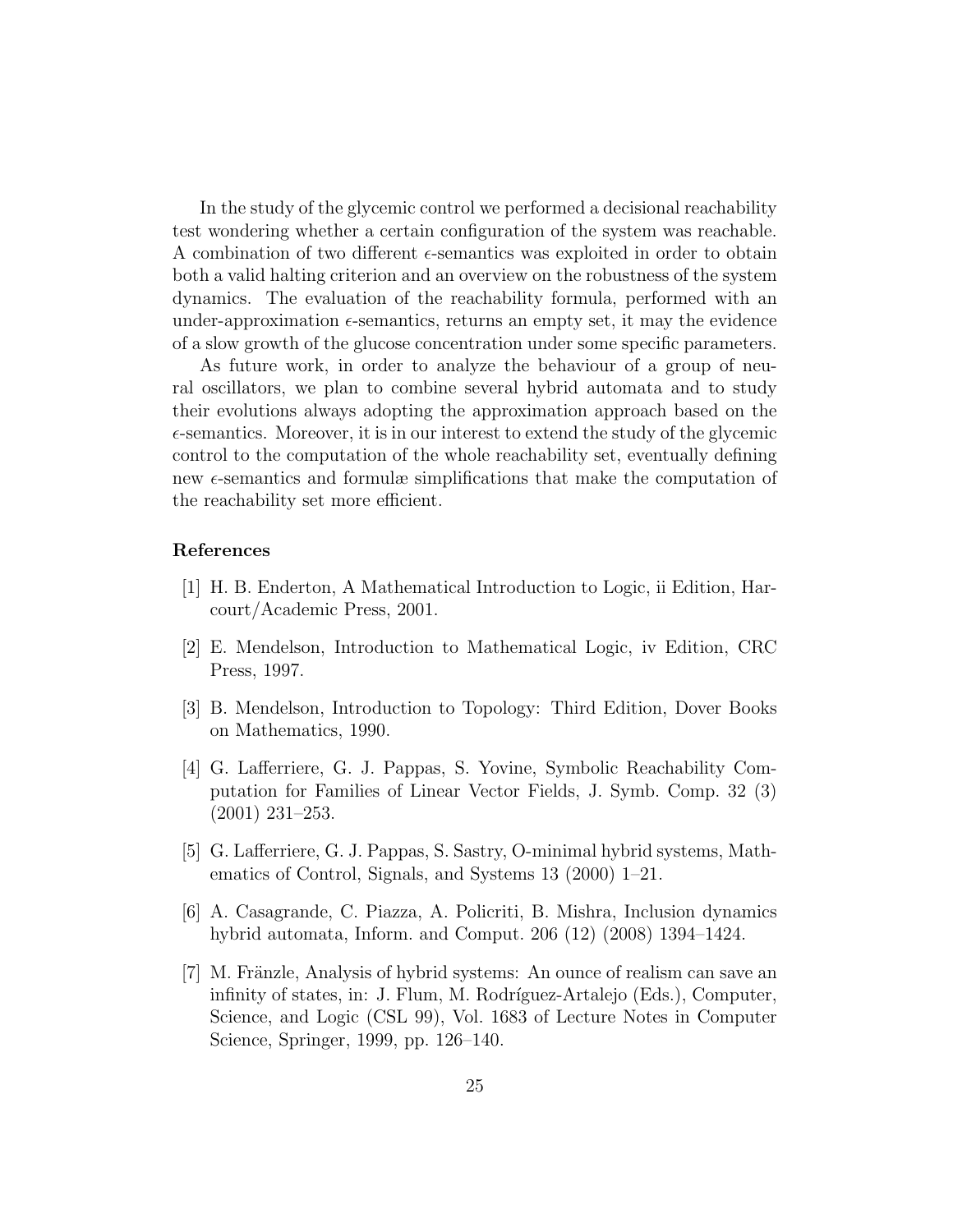In the study of the glycemic control we performed a decisional reachability test wondering whether a certain configuration of the system was reachable. A combination of two different $\epsilon$-semantics was exploited in order to obtain both a valid halting criterion and an overview on the robustness of the system dynamics. The evaluation of the reachability formula, performed with an under-approximation $\epsilon$-semantics, returns an empty set, it may the evidence of a slow growth of the glucose concentration under some specific parameters.

As future work, in order to analyze the behaviour of a group of neural oscillators, we plan to combine several hybrid automata and to study their evolutions always adopting the approximation approach based on the $\epsilon$-semantics. Moreover, it is in our interest to extend the study of the glycemic control to the computation of the whole reachability set, eventually defining new $\epsilon$-semantics and formulæ simplifications that make the computation of the reachability set more efficient.

## References

[1] H. B. Enderton, A Mathematical Introduction to Logic, ii Edition, Harcourt/Academic Press, 2001.

[2] E. Mendelson, Introduction to Mathematical Logic, iv Edition, CRC Press, 1997.

[3] B. Mendelson, Introduction to Topology: Third Edition, Dover Books on Mathematics, 1990.

[4] G. Lafferriere, G. J. Pappas, S. Yovine, Symbolic Reachability Computation for Families of Linear Vector Fields, J. Symb. Comp. 32 (3) (2001) 231–253.

[5] G. Lafferriere, G. J. Pappas, S. Sastry, O-minimal hybrid systems, Mathematics of Control, Signals, and Systems 13 (2000) 1–21.

[6] A. Casagrande, C. Piazza, A. Policriti, B. Mishra, Inclusion dynamics hybrid automata, Inform. and Comput. 206 (12) (2008) 1394–1424.

[7] M. Fränzle, Analysis of hybrid systems: An ounce of realism can save an infinity of states, in: J. Flum, M. Rodríguez-Artalejo (Eds.), Computer, Science, and Logic (CSL 99), Vol. 1683 of Lecture Notes in Computer Science, Springer, 1999, pp. 126–140.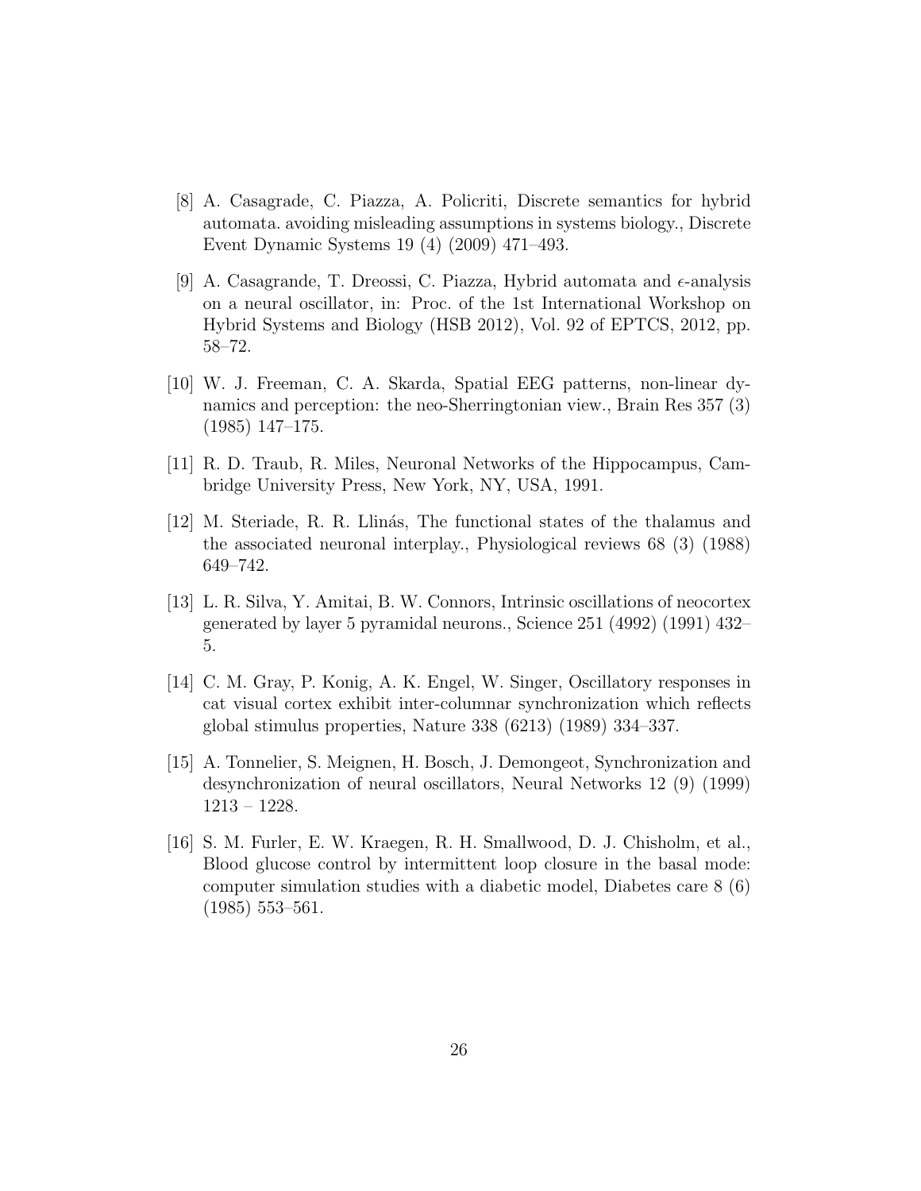[8] A. Casagrade, C. Piazza, A. Policriti, Discrete semantics for hybrid automata. avoiding misleading assumptions in systems biology., Discrete Event Dynamic Systems 19 (4) (2009) 471–493.

[9] A. Casagrande, T. Dreossi, C. Piazza, Hybrid automata and $\epsilon$-analysis on a neural oscillator, in: Proc. of the 1st International Workshop on Hybrid Systems and Biology (HSB 2012), Vol. 92 of EPTCS, 2012, pp. 58–72.

[10] W. J. Freeman, C. A. Skarda, Spatial EEG patterns, non-linear dynamics and perception: the neo-Sherringtonian view., Brain Res 357 (3) (1985) 147–175.

[11] R. D. Traub, R. Miles, Neuronal Networks of the Hippocampus, Cambridge University Press, New York, NY, USA, 1991.

[12] M. Steriade, R. R. Llinás, The functional states of the thalamus and the associated neuronal interplay., Physiological reviews 68 (3) (1988) 649–742.

[13] L. R. Silva, Y. Amitai, B. W. Connors, Intrinsic oscillations of neocortex generated by layer 5 pyramidal neurons., Science 251 (4992) (1991) 432–5.

[14] C. M. Gray, P. Konig, A. K. Engel, W. Singer, Oscillatory responses in cat visual cortex exhibit inter-columnar synchronization which reflects global stimulus properties, Nature 338 (6213) (1989) 334–337.

[15] A. Tonnelier, S. Meignen, H. Bosch, J. Demongeot, Synchronization and desynchronization of neural oscillators, Neural Networks 12 (9) (1999) 1213 – 1228.

[16] S. M. Furler, E. W. Kraegen, R. H. Smallwood, D. J. Chisholm, et al., Blood glucose control by intermittent loop closure in the basal mode: computer simulation studies with a diabetic model, Diabetes care 8 (6) (1985) 553–561.